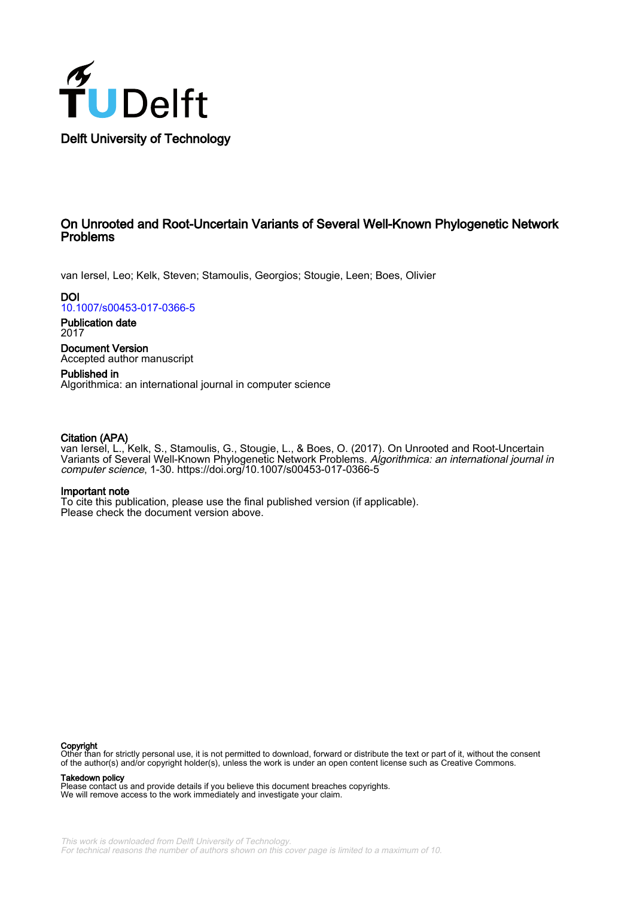Delft University of Technology

# On Unrooted and Root-Uncertain Variants of Several Well-Known Phylogenetic Network Problems

van Iersel, Leo; Kelk, Steven; Stamoulis, Georgios; Stougie, Leen; Boes, Olivier

**DOI**
10.1007/s00453-017-0366-5

**Publication date**
2017

**Document Version**
Accepted author manuscript

**Published in**
Algorithmica: an international journal in computer science

**Citation (APA)**
van Iersel, L., Kelk, S., Stamoulis, G., Stougie, L., & Boes, O. (2017). On Unrooted and Root-Uncertain Variants of Several Well-Known Phylogenetic Network Problems. *Algorithmica: an international journal in computer science*, 1-30. https://doi.org/10.1007/s00453-017-0366-5

**Important note**
To cite this publication, please use the final published version (if applicable).
Please check the document version above.

**Copyright**
Other than for strictly personal use, it is not permitted to download, forward or distribute the text or part of it, without the consent of the author(s) and/or copyright holder(s), unless the work is under an open content license such as Creative Commons.

**Takedown policy**
Please contact us and provide details if you believe this document breaches copyrights.
We will remove access to the work immediately and investigate your claim.

*This work is downloaded from Delft University of Technology.*
*For technical reasons the number of authors shown on this cover page is limited to a maximum of 10.*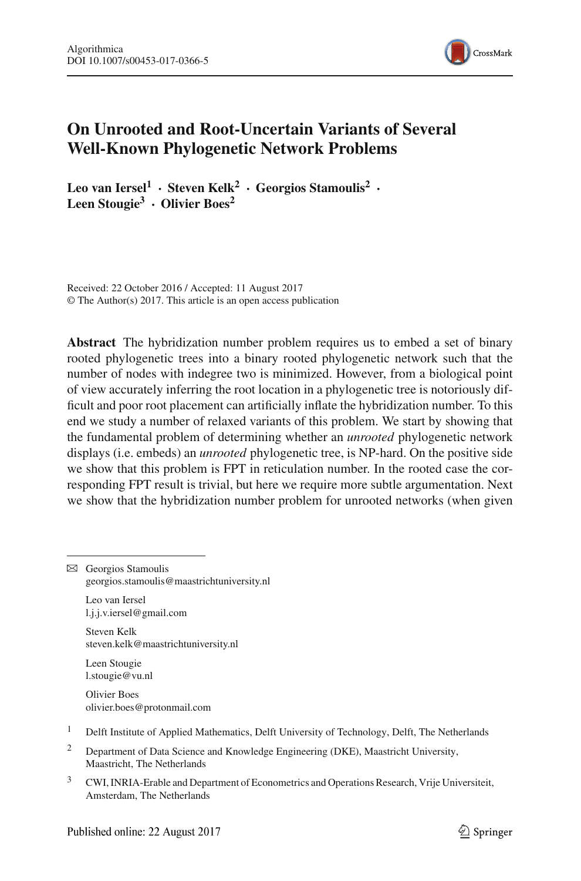# On Unrooted and Root-Uncertain Variants of Several Well-Known Phylogenetic Network Problems

**Leo van Iersel**[1] · **Steven Kelk**[2] · **Georgios Stamoulis**[2] · **Leen Stougie**[3] · **Olivier Boes**[2]

Received: 22 October 2016 / Accepted: 11 August 2017
© The Author(s) 2017. This article is an open access publication

**Abstract** The hybridization number problem requires us to embed a set of binary rooted phylogenetic trees into a binary rooted phylogenetic network such that the number of nodes with indegree two is minimized. However, from a biological point of view accurately inferring the root location in a phylogenetic tree is notoriously difficult and poor root placement can artificially inflate the hybridization number. To this end we study a number of relaxed variants of this problem. We start by showing that the fundamental problem of determining whether an *unrooted* phylogenetic network displays (i.e. embeds) an *unrooted* phylogenetic tree, is NP-hard. On the positive side we show that this problem is FPT in reticulation number. In the rooted case the corresponding FPT result is trivial, but here we require more subtle argumentation. Next we show that the hybridization number problem for unrooted networks (when given

---

✉ Georgios Stamoulis
georgios.stamoulis@maastrichtuniversity.nl

Leo van Iersel
l.j.j.v.iersel@gmail.com

Steven Kelk
steven.kelk@maastrichtuniversity.nl

Leen Stougie
l.stougie@vu.nl

Olivier Boes
olivier.boes@protonmail.com

[1] Delft Institute of Applied Mathematics, Delft University of Technology, Delft, The Netherlands

[2] Department of Data Science and Knowledge Engineering (DKE), Maastricht University, Maastricht, The Netherlands

[3] CWI, INRIA-Erable and Department of Econometrics and Operations Research, Vrije Universiteit, Amsterdam, The Netherlands

Published online: 22 August 2017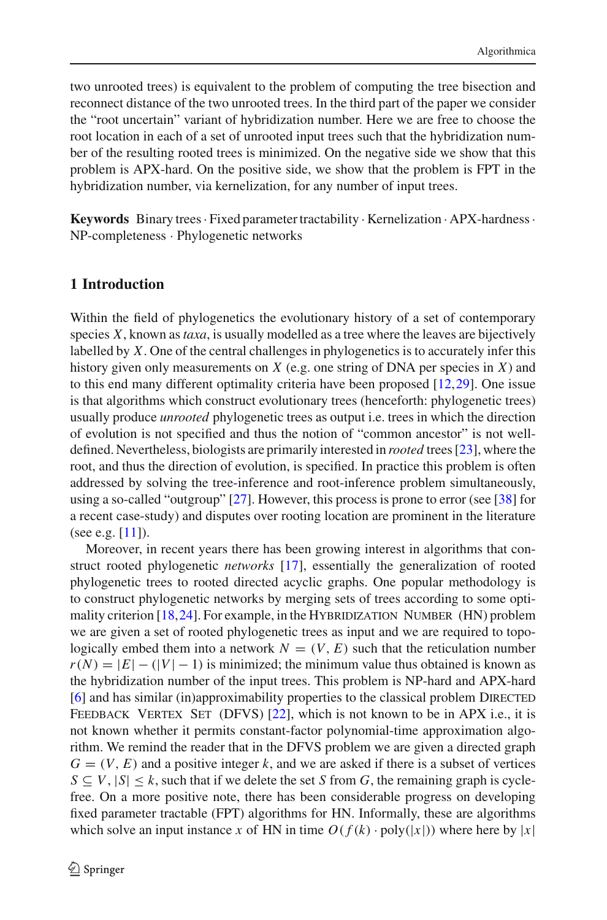two unrooted trees) is equivalent to the problem of computing the tree bisection and reconnect distance of the two unrooted trees. In the third part of the paper we consider the "root uncertain" variant of hybridization number. Here we are free to choose the root location in each of a set of unrooted input trees such that the hybridization number of the resulting rooted trees is minimized. On the negative side we show that this problem is APX-hard. On the positive side, we show that the problem is FPT in the hybridization number, via kernelization, for any number of input trees.

**Keywords** Binary trees · Fixed parameter tractability · Kernelization · APX-hardness · NP-completeness · Phylogenetic networks

## 1 Introduction

Within the field of phylogenetics the evolutionary history of a set of contemporary species $X$, known as *taxa*, is usually modelled as a tree where the leaves are bijectively labelled by $X$. One of the central challenges in phylogenetics is to accurately infer this history given only measurements on $X$ (e.g. one string of DNA per species in $X$) and to this end many different optimality criteria have been proposed [12,29]. One issue is that algorithms which construct evolutionary trees (henceforth: phylogenetic trees) usually produce *unrooted* phylogenetic trees as output i.e. trees in which the direction of evolution is not specified and thus the notion of "common ancestor" is not well-defined. Nevertheless, biologists are primarily interested in *rooted* trees [23], where the root, and thus the direction of evolution, is specified. In practice this problem is often addressed by solving the tree-inference and root-inference problem simultaneously, using a so-called "outgroup" [27]. However, this process is prone to error (see [38] for a recent case-study) and disputes over rooting location are prominent in the literature (see e.g. [11]).

Moreover, in recent years there has been growing interest in algorithms that construct rooted phylogenetic *networks* [17], essentially the generalization of rooted phylogenetic trees to rooted directed acyclic graphs. One popular methodology is to construct phylogenetic networks by merging sets of trees according to some optimality criterion [18,24]. For example, in the Hybridization Number (HN) problem we are given a set of rooted phylogenetic trees as input and we are required to topologically embed them into a network $N = (V, E)$ such that the reticulation number $r(N) = |E| - (|V| - 1)$ is minimized; the minimum value thus obtained is known as the hybridization number of the input trees. This problem is NP-hard and APX-hard [6] and has similar (in)approximability properties to the classical problem Directed Feedback Vertex Set (DFVS) [22], which is not known to be in APX i.e., it is not known whether it permits constant-factor polynomial-time approximation algorithm. We remind the reader that in the DFVS problem we are given a directed graph $G = (V, E)$ and a positive integer $k$, and we are asked if there is a subset of vertices $S \subseteq V$, $|S| \leq k$, such that if we delete the set $S$ from $G$, the remaining graph is cycle-free. On a more positive note, there has been considerable progress on developing fixed parameter tractable (FPT) algorithms for HN. Informally, these are algorithms which solve an input instance $x$ of HN in time $O(f(k) \cdot \text{poly}(|x|))$ where here by $|x|$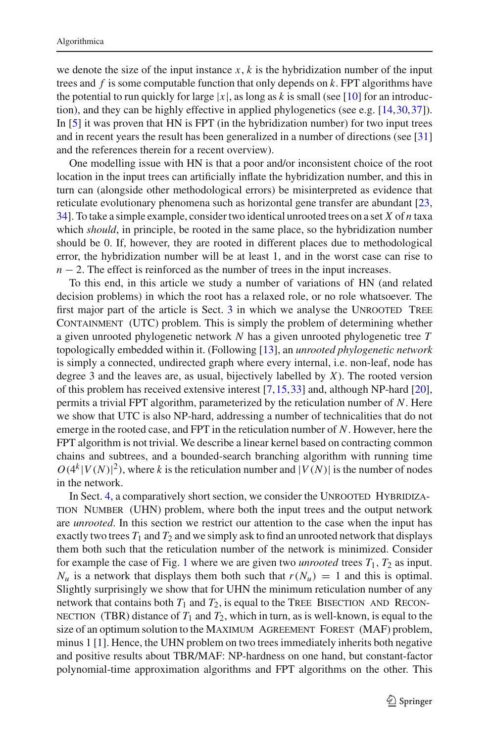we denote the size of the input instance $x$, $k$ is the hybridization number of the input trees and $f$ is some computable function that only depends on $k$. FPT algorithms have the potential to run quickly for large $|x|$, as long as $k$ is small (see [10] for an introduction), and they can be highly effective in applied phylogenetics (see e.g. [14,30,37]). In [5] it was proven that HN is FPT (in the hybridization number) for two input trees and in recent years the result has been generalized in a number of directions (see [31] and the references therein for a recent overview).

One modelling issue with HN is that a poor and/or inconsistent choice of the root location in the input trees can artificially inflate the hybridization number, and this in turn can (alongside other methodological errors) be misinterpreted as evidence that reticulate evolutionary phenomena such as horizontal gene transfer are abundant [23, 34]. To take a simple example, consider two identical unrooted trees on a set $X$ of $n$ taxa which *should*, in principle, be rooted in the same place, so the hybridization number should be 0. If, however, they are rooted in different places due to methodological error, the hybridization number will be at least 1, and in the worst case can rise to $n - 2$. The effect is reinforced as the number of trees in the input increases.

To this end, in this article we study a number of variations of HN (and related decision problems) in which the root has a relaxed role, or no role whatsoever. The first major part of the article is Sect. 3 in which we analyse the Unrooted Tree Containment (UTC) problem. This is simply the problem of determining whether a given unrooted phylogenetic network $N$ has a given unrooted phylogenetic tree $T$ topologically embedded within it. (Following [13], an *unrooted phylogenetic network* is simply a connected, undirected graph where every internal, i.e. non-leaf, node has degree 3 and the leaves are, as usual, bijectively labelled by $X$). The rooted version of this problem has received extensive interest [7,15,33] and, although NP-hard [20], permits a trivial FPT algorithm, parameterized by the reticulation number of $N$. Here we show that UTC is also NP-hard, addressing a number of technicalities that do not emerge in the rooted case, and FPT in the reticulation number of $N$. However, here the FPT algorithm is not trivial. We describe a linear kernel based on contracting common chains and subtrees, and a bounded-search branching algorithm with running time $O(4^k|V(N)|^2)$, where $k$ is the reticulation number and $|V(N)|$ is the number of nodes in the network.

In Sect. 4, a comparatively short section, we consider the Unrooted Hybridization Number (UHN) problem, where both the input trees and the output network are *unrooted*. In this section we restrict our attention to the case when the input has exactly two trees $T_1$ and $T_2$ and we simply ask to find an unrooted network that displays them both such that the reticulation number of the network is minimized. Consider for example the case of Fig. 1 where we are given two *unrooted* trees $T_1$, $T_2$ as input. $N_u$ is a network that displays them both such that $r(N_u) = 1$ and this is optimal. Slightly surprisingly we show that for UHN the minimum reticulation number of any network that contains both $T_1$ and $T_2$, is equal to the Tree Bisection and Reconnection (TBR) distance of $T_1$ and $T_2$, which in turn, as is well-known, is equal to the size of an optimum solution to the Maximum Agreement Forest (MAF) problem, minus 1 [1]. Hence, the UHN problem on two trees immediately inherits both negative and positive results about TBR/MAF: NP-hardness on one hand, but constant-factor polynomial-time approximation algorithms and FPT algorithms on the other. This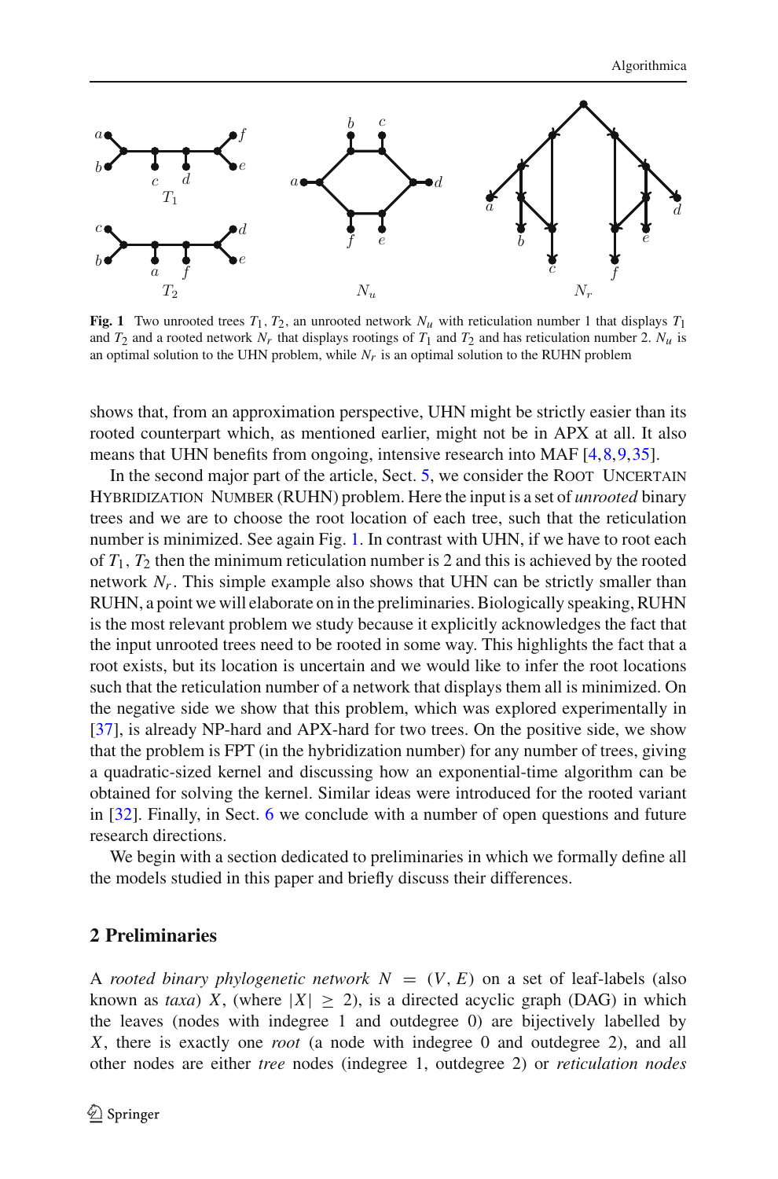**Fig. 1** Two unrooted trees $T_1, T_2$, an unrooted network $N_u$ with reticulation number 1 that displays $T_1$ and $T_2$ and a rooted network $N_r$ that displays rootings of $T_1$ and $T_2$ and has reticulation number 2. $N_u$ is an optimal solution to the UHN problem, while $N_r$ is an optimal solution to the RUHN problem

shows that, from an approximation perspective, UHN might be strictly easier than its rooted counterpart which, as mentioned earlier, might not be in APX at all. It also means that UHN benefits from ongoing, intensive research into MAF [4,8,9,35].

In the second major part of the article, Sect. 5, we consider the Root Uncertain Hybridization Number (RUHN) problem. Here the input is a set of *unrooted* binary trees and we are to choose the root location of each tree, such that the reticulation number is minimized. See again Fig. 1. In contrast with UHN, if we have to root each of $T_1, T_2$ then the minimum reticulation number is 2 and this is achieved by the rooted network $N_r$. This simple example also shows that UHN can be strictly smaller than RUHN, a point we will elaborate on in the preliminaries. Biologically speaking, RUHN is the most relevant problem we study because it explicitly acknowledges the fact that the input unrooted trees need to be rooted in some way. This highlights the fact that a root exists, but its location is uncertain and we would like to infer the root locations such that the reticulation number of a network that displays them all is minimized. On the negative side we show that this problem, which was explored experimentally in [37], is already NP-hard and APX-hard for two trees. On the positive side, we show that the problem is FPT (in the hybridization number) for any number of trees, giving a quadratic-sized kernel and discussing how an exponential-time algorithm can be obtained for solving the kernel. Similar ideas were introduced for the rooted variant in [32]. Finally, in Sect. 6 we conclude with a number of open questions and future research directions.

We begin with a section dedicated to preliminaries in which we formally define all the models studied in this paper and briefly discuss their differences.

## 2 Preliminaries

A *rooted binary phylogenetic network* $N = (V, E)$ on a set of leaf-labels (also known as *taxa*) $X$, (where $|X| \geq 2$), is a directed acyclic graph (DAG) in which the leaves (nodes with indegree 1 and outdegree 0) are bijectively labelled by $X$, there is exactly one *root* (a node with indegree 0 and outdegree 2), and all other nodes are either *tree* nodes (indegree 1, outdegree 2) or *reticulation nodes*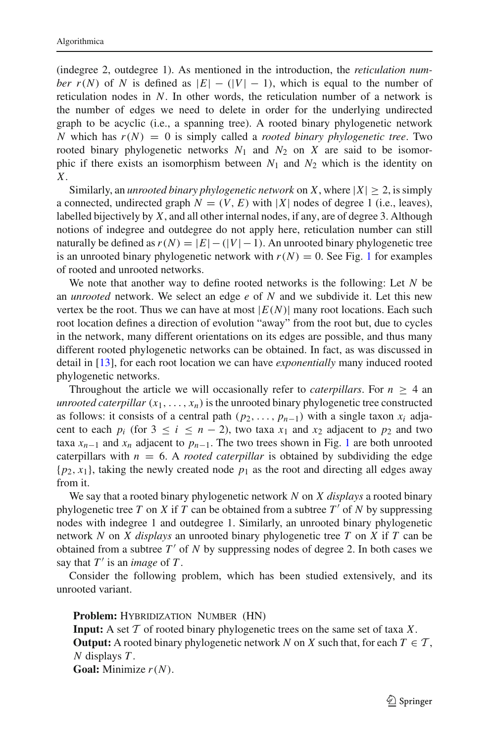(indegree 2, outdegree 1). As mentioned in the introduction, the *reticulation number* $r(N)$ of $N$ is defined as $|E| - (|V| - 1)$, which is equal to the number of reticulation nodes in $N$. In other words, the reticulation number of a network is the number of edges we need to delete in order for the underlying undirected graph to be acyclic (i.e., a spanning tree). A rooted binary phylogenetic network $N$ which has $r(N) = 0$ is simply called a *rooted binary phylogenetic tree*. Two rooted binary phylogenetic networks $N_1$ and $N_2$ on $X$ are said to be isomorphic if there exists an isomorphism between $N_1$ and $N_2$ which is the identity on $X$.

Similarly, an *unrooted binary phylogenetic network* on $X$, where $|X| \geq 2$, is simply a connected, undirected graph $N = (V, E)$ with $|X|$ nodes of degree 1 (i.e., leaves), labelled bijectively by $X$, and all other internal nodes, if any, are of degree 3. Although notions of indegree and outdegree do not apply here, reticulation number can still naturally be defined as $r(N) = |E| - (|V| - 1)$. An unrooted binary phylogenetic tree is an unrooted binary phylogenetic network with $r(N) = 0$. See Fig. 1 for examples of rooted and unrooted networks.

We note that another way to define rooted networks is the following: Let $N$ be an *unrooted* network. We select an edge $e$ of $N$ and we subdivide it. Let this new vertex be the root. Thus we can have at most $|E(N)|$ many root locations. Each such root location defines a direction of evolution "away" from the root but, due to cycles in the network, many different orientations on its edges are possible, and thus many different rooted phylogenetic networks can be obtained. In fact, as was discussed in detail in [13], for each root location we can have *exponentially* many induced rooted phylogenetic networks.

Throughout the article we will occasionally refer to *caterpillars*. For $n \geq 4$ an *unrooted caterpillar* $(x_1, \ldots, x_n)$ is the unrooted binary phylogenetic tree constructed as follows: it consists of a central path $(p_2, \ldots, p_{n-1})$ with a single taxon $x_i$ adjacent to each $p_i$ (for $3 \leq i \leq n-2$), two taxa $x_1$ and $x_2$ adjacent to $p_2$ and two taxa $x_{n-1}$ and $x_n$ adjacent to $p_{n-1}$. The two trees shown in Fig. 1 are both unrooted caterpillars with $n = 6$. A *rooted caterpillar* is obtained by subdividing the edge $\{p_2, x_1\}$, taking the newly created node $p_1$ as the root and directing all edges away from it.

We say that a rooted binary phylogenetic network $N$ on $X$ *displays* a rooted binary phylogenetic tree $T$ on $X$ if $T$ can be obtained from a subtree $T'$ of $N$ by suppressing nodes with indegree 1 and outdegree 1. Similarly, an unrooted binary phylogenetic network $N$ on $X$ *displays* an unrooted binary phylogenetic tree $T$ on $X$ if $T$ can be obtained from a subtree $T'$ of $N$ by suppressing nodes of degree 2. In both cases we say that $T'$ is an *image* of $T$.

Consider the following problem, which has been studied extensively, and its unrooted variant.

**Problem:** Hybridization Number (HN)
**Input:** A set $\mathcal{T}$ of rooted binary phylogenetic trees on the same set of taxa $X$.
**Output:** A rooted binary phylogenetic network $N$ on $X$ such that, for each $T \in \mathcal{T}$, $N$ displays $T$.
**Goal:** Minimize $r(N)$.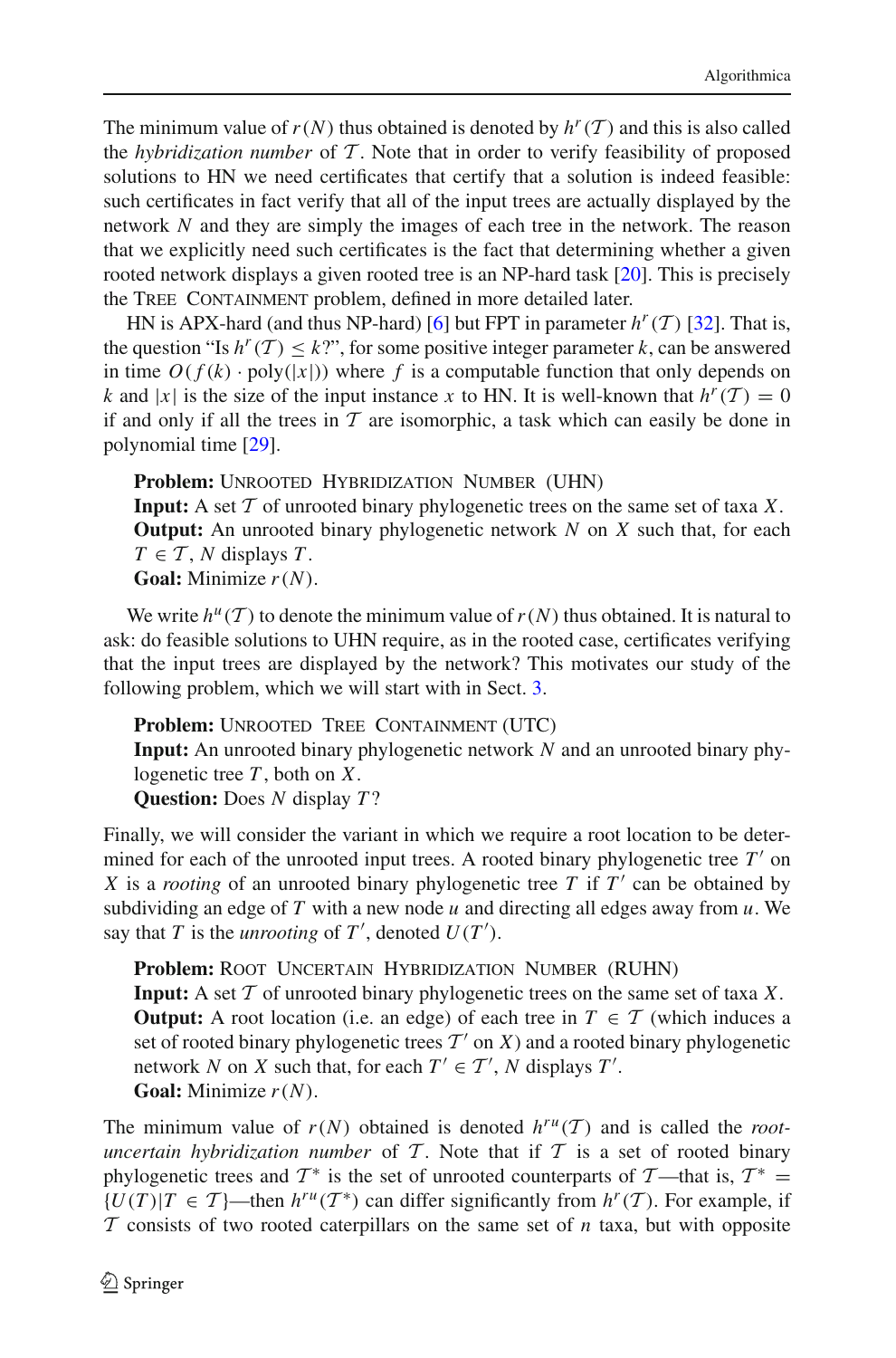The minimum value of $r(N)$ thus obtained is denoted by $h^r(\mathcal{T})$ and this is also called the *hybridization number* of $\mathcal{T}$. Note that in order to verify feasibility of proposed solutions to HN we need certificates that certify that a solution is indeed feasible: such certificates in fact verify that all of the input trees are actually displayed by the network $N$ and they are simply the images of each tree in the network. The reason that we explicitly need such certificates is the fact that determining whether a given rooted network displays a given rooted tree is an NP-hard task [20]. This is precisely the Tree Containment problem, defined in more detailed later.

HN is APX-hard (and thus NP-hard) [6] but FPT in parameter $h^r(\mathcal{T})$ [32]. That is, the question "Is $h^r(\mathcal{T}) \leq k$?", for some positive integer parameter $k$, can be answered in time $O(f(k) \cdot \text{poly}(|x|))$ where $f$ is a computable function that only depends on $k$ and $|x|$ is the size of the input instance $x$ to HN. It is well-known that $h^r(\mathcal{T}) = 0$ if and only if all the trees in $\mathcal{T}$ are isomorphic, a task which can easily be done in polynomial time [29].

**Problem:** Unrooted Hybridization Number (UHN)
**Input:** A set $\mathcal{T}$ of unrooted binary phylogenetic trees on the same set of taxa $X$.
**Output:** An unrooted binary phylogenetic network $N$ on $X$ such that, for each $T \in \mathcal{T}$, $N$ displays $T$.
**Goal:** Minimize $r(N)$.

We write $h^u(\mathcal{T})$ to denote the minimum value of $r(N)$ thus obtained. It is natural to ask: do feasible solutions to UHN require, as in the rooted case, certificates verifying that the input trees are displayed by the network? This motivates our study of the following problem, which we will start with in Sect. 3.

**Problem:** Unrooted Tree Containment (UTC)
**Input:** An unrooted binary phylogenetic network $N$ and an unrooted binary phylogenetic tree $T$, both on $X$.
**Question:** Does $N$ display $T$?

Finally, we will consider the variant in which we require a root location to be determined for each of the unrooted input trees. A rooted binary phylogenetic tree $T'$ on $X$ is a *rooting* of an unrooted binary phylogenetic tree $T$ if $T'$ can be obtained by subdividing an edge of $T$ with a new node $u$ and directing all edges away from $u$. We say that $T$ is the *unrooting* of $T'$, denoted $U(T')$.

**Problem:** Root Uncertain Hybridization Number (RUHN)
**Input:** A set $\mathcal{T}$ of unrooted binary phylogenetic trees on the same set of taxa $X$.
**Output:** A root location (i.e. an edge) of each tree in $T \in \mathcal{T}$ (which induces a set of rooted binary phylogenetic trees $\mathcal{T}'$ on $X$) and a rooted binary phylogenetic network $N$ on $X$ such that, for each $T' \in \mathcal{T}'$, $N$ displays $T'$.
**Goal:** Minimize $r(N)$.

The minimum value of $r(N)$ obtained is denoted $h^{ru}(\mathcal{T})$ and is called the *root-uncertain hybridization number* of $\mathcal{T}$. Note that if $\mathcal{T}$ is a set of rooted binary phylogenetic trees and $\mathcal{T}^*$ is the set of unrooted counterparts of $\mathcal{T}$—that is, $\mathcal{T}^* = \{U(T) | T \in \mathcal{T}\}$—then $h^{ru}(\mathcal{T}^*)$ can differ significantly from $h^r(\mathcal{T})$. For example, if $\mathcal{T}$ consists of two rooted caterpillars on the same set of $n$ taxa, but with opposite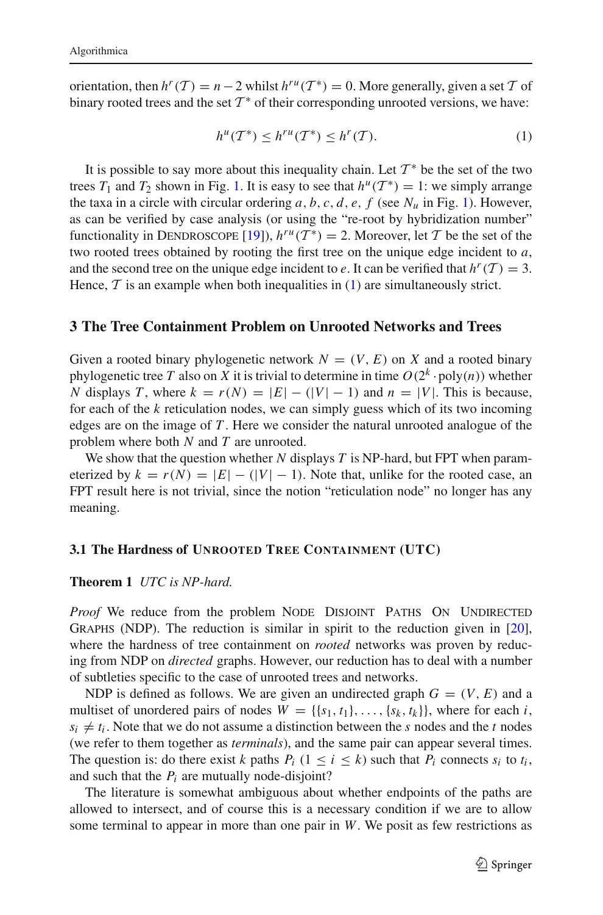orientation, then $h^r(\mathcal{T}) = n - 2$ whilst $h^{ru}(\mathcal{T}^*) = 0$. More generally, given a set $\mathcal{T}$ of binary rooted trees and the set $\mathcal{T}^*$ of their corresponding unrooted versions, we have:

$$h^u(\mathcal{T}^*) \leq h^{ru}(\mathcal{T}^*) \leq h^r(\mathcal{T}). \tag{1}$$

It is possible to say more about this inequality chain. Let $\mathcal{T}^*$ be the set of the two trees $T_1$ and $T_2$ shown in Fig. 1. It is easy to see that $h^u(\mathcal{T}^*) = 1$: we simply arrange the taxa in a circle with circular ordering $a, b, c, d, e, f$ (see $N_u$ in Fig. 1). However, as can be verified by case analysis (or using the "re-root by hybridization number" functionality in Dendroscope [19]), $h^{ru}(\mathcal{T}^*) = 2$. Moreover, let $\mathcal{T}$ be the set of the two rooted trees obtained by rooting the first tree on the unique edge incident to $a$, and the second tree on the unique edge incident to $e$. It can be verified that $h^r(\mathcal{T}) = 3$. Hence, $\mathcal{T}$ is an example when both inequalities in (1) are simultaneously strict.

## 3 The Tree Containment Problem on Unrooted Networks and Trees

Given a rooted binary phylogenetic network $N = (V, E)$ on $X$ and a rooted binary phylogenetic tree $T$ also on $X$ it is trivial to determine in time $O(2^k \cdot \text{poly}(n))$ whether $N$ displays $T$, where $k = r(N) = |E| - (|V| - 1)$ and $n = |V|$. This is because, for each of the $k$ reticulation nodes, we can simply guess which of its two incoming edges are on the image of $T$. Here we consider the natural unrooted analogue of the problem where both $N$ and $T$ are unrooted.

We show that the question whether $N$ displays $T$ is NP-hard, but FPT when parameterized by $k = r(N) = |E| - (|V| - 1)$. Note that, unlike for the rooted case, an FPT result here is not trivial, since the notion "reticulation node" no longer has any meaning.

### 3.1 The Hardness of Unrooted Tree Containment (UTC)

**Theorem 1** *UTC is NP-hard.*

*Proof* We reduce from the problem Node Disjoint Paths On Undirected Graphs (NDP). The reduction is similar in spirit to the reduction given in [20], where the hardness of tree containment on *rooted* networks was proven by reducing from NDP on *directed* graphs. However, our reduction has to deal with a number of subtleties specific to the case of unrooted trees and networks.

NDP is defined as follows. We are given an undirected graph $G = (V, E)$ and a multiset of unordered pairs of nodes $W = \{\{s_1, t_1\}, \ldots, \{s_k, t_k\}\}$, where for each $i$, $s_i \neq t_i$. Note that we do not assume a distinction between the $s$ nodes and the $t$ nodes (we refer to them together as *terminals*), and the same pair can appear several times. The question is: do there exist $k$ paths $P_i$ $(1 \leq i \leq k)$ such that $P_i$ connects $s_i$ to $t_i$, and such that the $P_i$ are mutually node-disjoint?

The literature is somewhat ambiguous about whether endpoints of the paths are allowed to intersect, and of course this is a necessary condition if we are to allow some terminal to appear in more than one pair in $W$. We posit as few restrictions as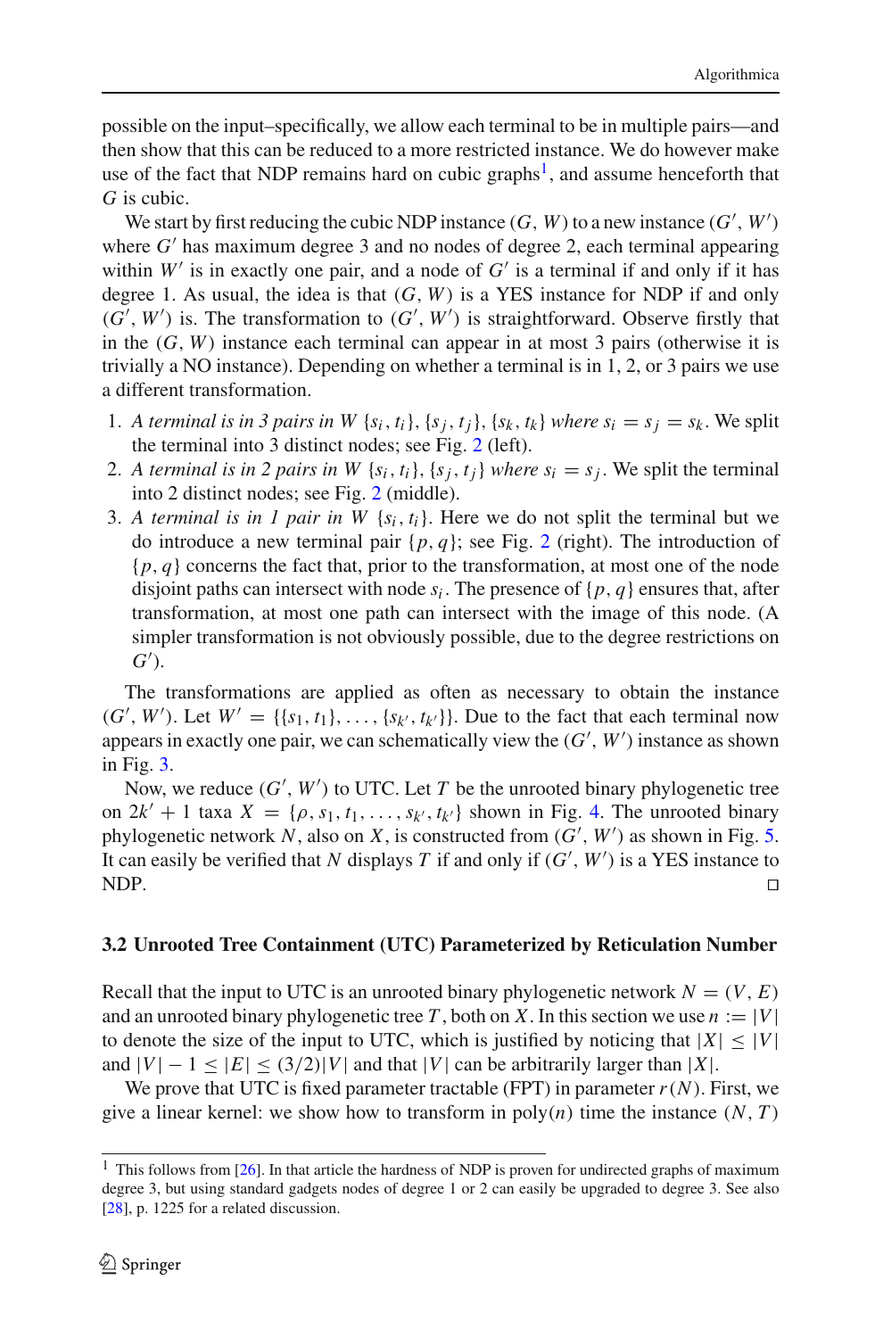possible on the input–specifically, we allow each terminal to be in multiple pairs—and then show that this can be reduced to a more restricted instance. We do however make use of the fact that NDP remains hard on cubic graphs[1], and assume henceforth that $G$ is cubic.

We start by first reducing the cubic NDP instance $(G, W)$ to a new instance $(G', W')$ where $G'$ has maximum degree 3 and no nodes of degree 2, each terminal appearing within $W'$ is in exactly one pair, and a node of $G'$ is a terminal if and only if it has degree 1. As usual, the idea is that $(G, W)$ is a YES instance for NDP if and only $(G', W')$ is. The transformation to $(G', W')$ is straightforward. Observe firstly that in the $(G, W)$ instance each terminal can appear in at most 3 pairs (otherwise it is trivially a NO instance). Depending on whether a terminal is in 1, 2, or 3 pairs we use a different transformation.

1. *A terminal is in 3 pairs in W* $\{s_i, t_i\}, \{s_j, t_j\}, \{s_k, t_k\}$ *where* $s_i = s_j = s_k$. We split the terminal into 3 distinct nodes; see Fig. 2 (left).
2. *A terminal is in 2 pairs in W* $\{s_i, t_i\}, \{s_j, t_j\}$ *where* $s_i = s_j$. We split the terminal into 2 distinct nodes; see Fig. 2 (middle).
3. *A terminal is in 1 pair in W* $\{s_i, t_i\}$. Here we do not split the terminal but we do introduce a new terminal pair $\{p, q\}$; see Fig. 2 (right). The introduction of $\{p, q\}$ concerns the fact that, prior to the transformation, at most one of the node disjoint paths can intersect with node $s_i$. The presence of $\{p, q\}$ ensures that, after transformation, at most one path can intersect with the image of this node. (A simpler transformation is not obviously possible, due to the degree restrictions on $G'$).

The transformations are applied as often as necessary to obtain the instance $(G', W')$. Let $W' = \{\{s_1, t_1\}, \ldots, \{s_{k'}, t_{k'}\}\}$. Due to the fact that each terminal now appears in exactly one pair, we can schematically view the $(G', W')$ instance as shown in Fig. 3.

Now, we reduce $(G', W')$ to UTC. Let $T$ be the unrooted binary phylogenetic tree on $2k' + 1$ taxa $X = \{\rho, s_1, t_1, \ldots, s_{k'}, t_{k'}\}$ shown in Fig. 4. The unrooted binary phylogenetic network $N$, also on $X$, is constructed from $(G', W')$ as shown in Fig. 5. It can easily be verified that $N$ displays $T$ if and only if $(G', W')$ is a YES instance to NDP. ◻

### 3.2 Unrooted Tree Containment (UTC) Parameterized by Reticulation Number

Recall that the input to UTC is an unrooted binary phylogenetic network $N = (V, E)$ and an unrooted binary phylogenetic tree $T$, both on $X$. In this section we use $n := |V|$ to denote the size of the input to UTC, which is justified by noticing that $|X| \leq |V|$ and $|V| - 1 \leq |E| \leq (3/2)|V|$ and that $|V|$ can be arbitrarily larger than $|X|$.

We prove that UTC is fixed parameter tractable (FPT) in parameter $r(N)$. First, we give a linear kernel: we show how to transform in poly($n$) time the instance $(N, T)$

---

[1] This follows from [26]. In that article the hardness of NDP is proven for undirected graphs of maximum degree 3, but using standard gadgets nodes of degree 1 or 2 can easily be upgraded to degree 3. See also [28], p. 1225 for a related discussion.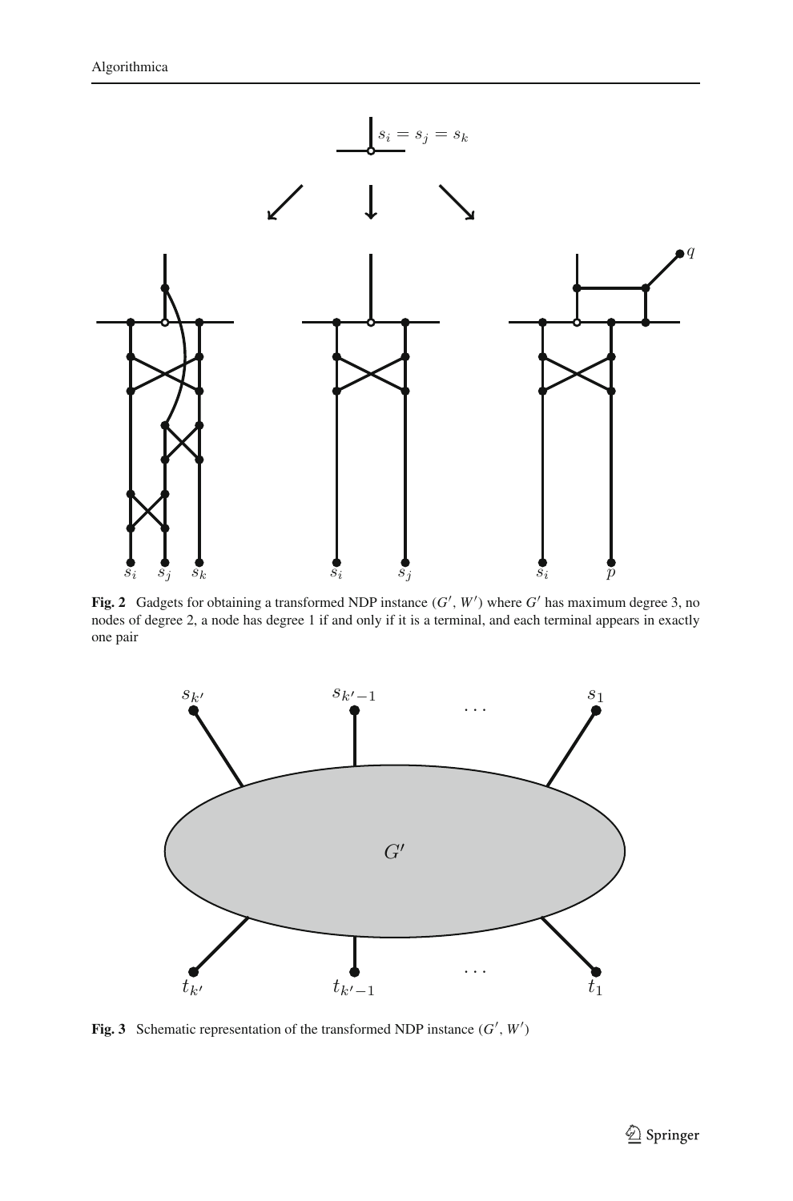**Fig. 2** Gadgets for obtaining a transformed NDP instance $(G', W')$ where $G'$ has maximum degree 3, no nodes of degree 2, a node has degree 1 if and only if it is a terminal, and each terminal appears in exactly one pair

**Fig. 3** Schematic representation of the transformed NDP instance $(G', W')$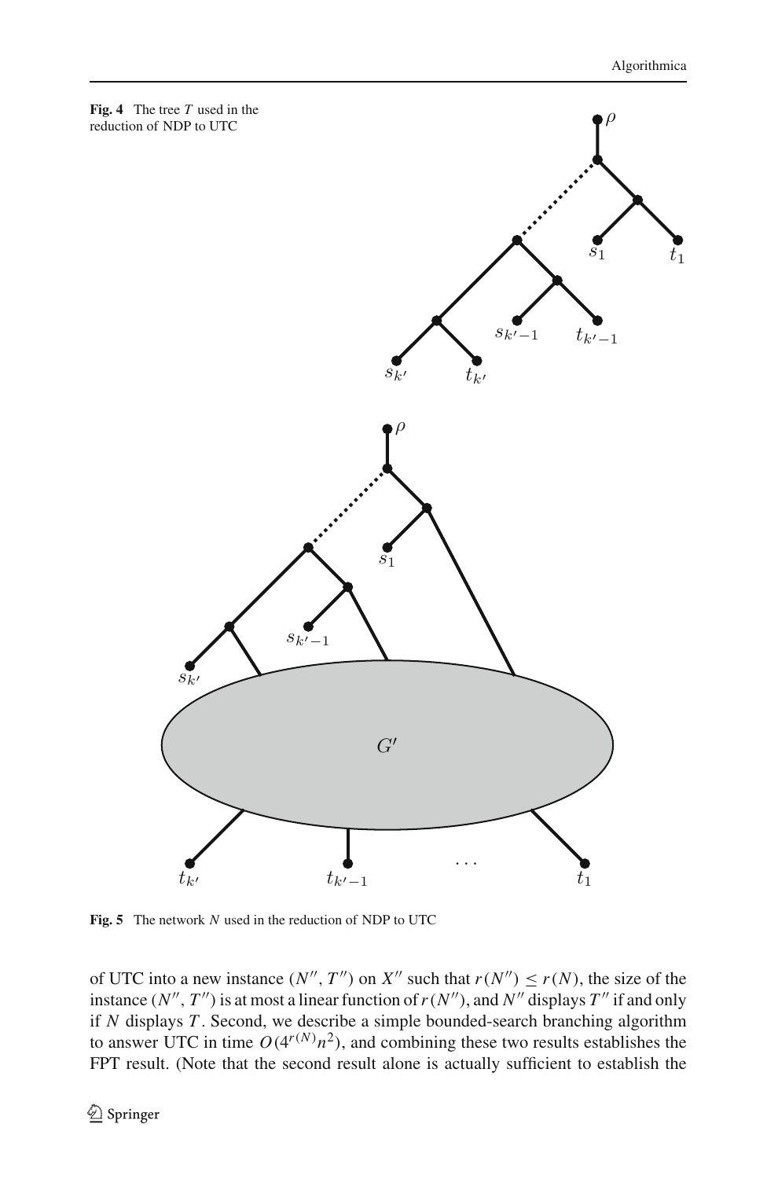**Fig. 4** The tree $T$ used in the reduction of NDP to UTC

**Fig. 5** The network $N$ used in the reduction of NDP to UTC

of UTC into a new instance $(N'', T'')$ on $X''$ such that $r(N'') \leq r(N)$, the size of the instance $(N'', T'')$ is at most a linear function of $r(N'')$, and $N''$ displays $T''$ if and only if $N$ displays $T$. Second, we describe a simple bounded-search branching algorithm to answer UTC in time $O(4^{r(N)}n^2)$, and combining these two results establishes the FPT result. (Note that the second result alone is actually sufficient to establish the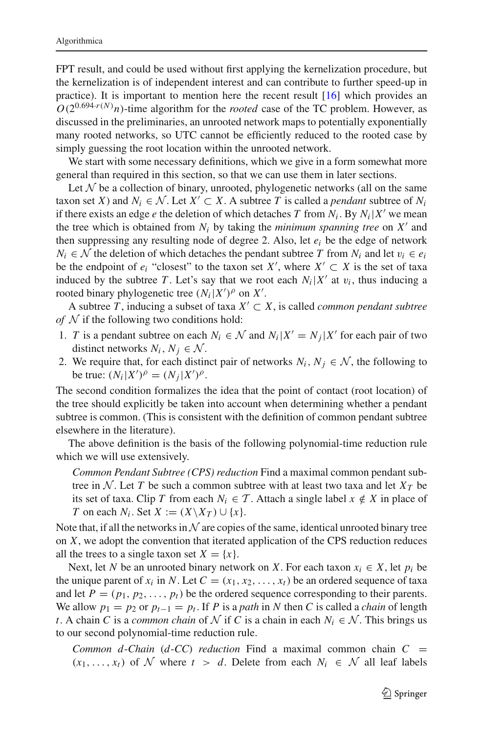FPT result, and could be used without first applying the kernelization procedure, but the kernelization is of independent interest and can contribute to further speed-up in practice). It is important to mention here the recent result [16] which provides an $O(2^{0.694 \cdot r(N)} n)$-time algorithm for the *rooted* case of the TC problem. However, as discussed in the preliminaries, an unrooted network maps to potentially exponentially many rooted networks, so UTC cannot be efficiently reduced to the rooted case by simply guessing the root location within the unrooted network.

We start with some necessary definitions, which we give in a form somewhat more general than required in this section, so that we can use them in later sections.

Let $\mathcal{N}$ be a collection of binary, unrooted, phylogenetic networks (all on the same taxon set $X$) and $N_i \in \mathcal{N}$. Let $X' \subset X$. A subtree $T$ is called a *pendant* subtree of $N_i$ if there exists an edge $e$ the deletion of which detaches $T$ from $N_i$. By $N_i|X'$ we mean the tree which is obtained from $N_i$ by taking the *minimum spanning tree* on $X'$ and then suppressing any resulting node of degree 2. Also, let $e_i$ be the edge of network $N_i \in \mathcal{N}$ the deletion of which detaches the pendant subtree $T$ from $N_i$ and let $v_i \in e_i$ be the endpoint of $e_i$ "closest" to the taxon set $X'$, where $X' \subset X$ is the set of taxa induced by the subtree $T$. Let's say that we root each $N_i|X'$ at $v_i$, thus inducing a rooted binary phylogenetic tree $(N_i|X')^{\rho}$ on $X'$.

A subtree $T$, inducing a subset of taxa $X' \subset X$, is called *common pendant subtree of* $\mathcal{N}$ if the following two conditions hold:

1. $T$ is a pendant subtree on each $N_i \in \mathcal{N}$ and $N_i|X' = N_j|X'$ for each pair of two distinct networks $N_i, N_j \in \mathcal{N}$.
2. We require that, for each distinct pair of networks $N_i, N_j \in \mathcal{N}$, the following to be true: $(N_i|X')^{\rho} = (N_j|X')^{\rho}$.

The second condition formalizes the idea that the point of contact (root location) of the tree should explicitly be taken into account when determining whether a pendant subtree is common. (This is consistent with the definition of common pendant subtree elsewhere in the literature).

The above definition is the basis of the following polynomial-time reduction rule which we will use extensively.

> *Common Pendant Subtree (CPS) reduction* Find a maximal common pendant subtree in $\mathcal{N}$. Let $T$ be such a common subtree with at least two taxa and let $X_T$ be its set of taxa. Clip $T$ from each $N_i \in \mathcal{T}$. Attach a single label $x \notin X$ in place of $T$ on each $N_i$. Set $X := (X \backslash X_T) \cup \{x\}$.

Note that, if all the networks in $\mathcal{N}$ are copies of the same, identical unrooted binary tree on $X$, we adopt the convention that iterated application of the CPS reduction reduces all the trees to a single taxon set $X = \{x\}$.

Next, let $N$ be an unrooted binary network on $X$. For each taxon $x_i \in X$, let $p_i$ be the unique parent of $x_i$ in $N$. Let $C = (x_1, x_2, \ldots, x_t)$ be an ordered sequence of taxa and let $P = (p_1, p_2, \ldots, p_t)$ be the ordered sequence corresponding to their parents. We allow $p_1 = p_2$ or $p_{t-1} = p_t$. If $P$ is a *path* in $N$ then $C$ is called a *chain* of length $t$. A chain $C$ is a *common chain* of $\mathcal{N}$ if $C$ is a chain in each $N_i \in \mathcal{N}$. This brings us to our second polynomial-time reduction rule.

> *Common d-Chain* (*d-CC*) *reduction* Find a maximal common chain $C = (x_1, \ldots, x_t)$ of $\mathcal{N}$ where $t > d$. Delete from each $N_i \in \mathcal{N}$ all leaf labels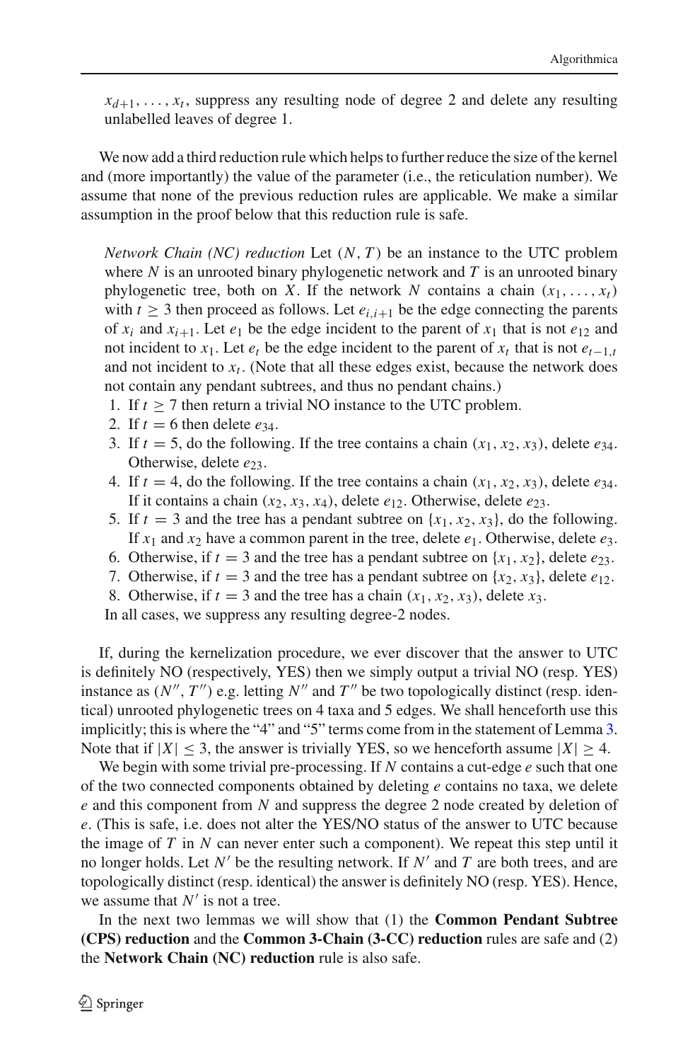$x_{d+1}, \ldots, x_t$, suppress any resulting node of degree 2 and delete any resulting unlabelled leaves of degree 1.

We now add a third reduction rule which helps to further reduce the size of the kernel and (more importantly) the value of the parameter (i.e., the reticulation number). We assume that none of the previous reduction rules are applicable. We make a similar assumption in the proof below that this reduction rule is safe.

> *Network Chain (NC) reduction* Let $(N, T)$ be an instance to the UTC problem where $N$ is an unrooted binary phylogenetic network and $T$ is an unrooted binary phylogenetic tree, both on $X$. If the network $N$ contains a chain $(x_1, \ldots, x_t)$ with $t \geq 3$ then proceed as follows. Let $e_{i,i+1}$ be the edge connecting the parents of $x_i$ and $x_{i+1}$. Let $e_1$ be the edge incident to the parent of $x_1$ that is not $e_{12}$ and not incident to $x_1$. Let $e_t$ be the edge incident to the parent of $x_t$ that is not $e_{t-1,t}$ and not incident to $x_t$. (Note that all these edges exist, because the network does not contain any pendant subtrees, and thus no pendant chains.)
>
> 1. If $t \geq 7$ then return a trivial NO instance to the UTC problem.
> 2. If $t = 6$ then delete $e_{34}$.
> 3. If $t = 5$, do the following. If the tree contains a chain $(x_1, x_2, x_3)$, delete $e_{34}$. Otherwise, delete $e_{23}$.
> 4. If $t = 4$, do the following. If the tree contains a chain $(x_1, x_2, x_3)$, delete $e_{34}$. If it contains a chain $(x_2, x_3, x_4)$, delete $e_{12}$. Otherwise, delete $e_{23}$.
> 5. If $t = 3$ and the tree has a pendant subtree on $\{x_1, x_2, x_3\}$, do the following. If $x_1$ and $x_2$ have a common parent in the tree, delete $e_1$. Otherwise, delete $e_3$.
> 6. Otherwise, if $t = 3$ and the tree has a pendant subtree on $\{x_1, x_2\}$, delete $e_{23}$.
> 7. Otherwise, if $t = 3$ and the tree has a pendant subtree on $\{x_2, x_3\}$, delete $e_{12}$.
> 8. Otherwise, if $t = 3$ and the tree has a chain $(x_1, x_2, x_3)$, delete $x_3$.
>
> In all cases, we suppress any resulting degree-2 nodes.

If, during the kernelization procedure, we ever discover that the answer to UTC is definitely NO (respectively, YES) then we simply output a trivial NO (resp. YES) instance as $(N'', T'')$ e.g. letting $N''$ and $T''$ be two topologically distinct (resp. identical) unrooted phylogenetic trees on 4 taxa and 5 edges. We shall henceforth use this implicitly; this is where the "4" and "5" terms come from in the statement of Lemma 3. Note that if $|X| \leq 3$, the answer is trivially YES, so we henceforth assume $|X| \geq 4$.

We begin with some trivial pre-processing. If $N$ contains a cut-edge $e$ such that one of the two connected components obtained by deleting $e$ contains no taxa, we delete $e$ and this component from $N$ and suppress the degree 2 node created by deletion of $e$. (This is safe, i.e. does not alter the YES/NO status of the answer to UTC because the image of $T$ in $N$ can never enter such a component). We repeat this step until it no longer holds. Let $N'$ be the resulting network. If $N'$ and $T$ are both trees, and are topologically distinct (resp. identical) the answer is definitely NO (resp. YES). Hence, we assume that $N'$ is not a tree.

In the next two lemmas we will show that (1) the **Common Pendant Subtree (CPS) reduction** and the **Common 3-Chain (3-CC) reduction** rules are safe and (2) the **Network Chain (NC) reduction** rule is also safe.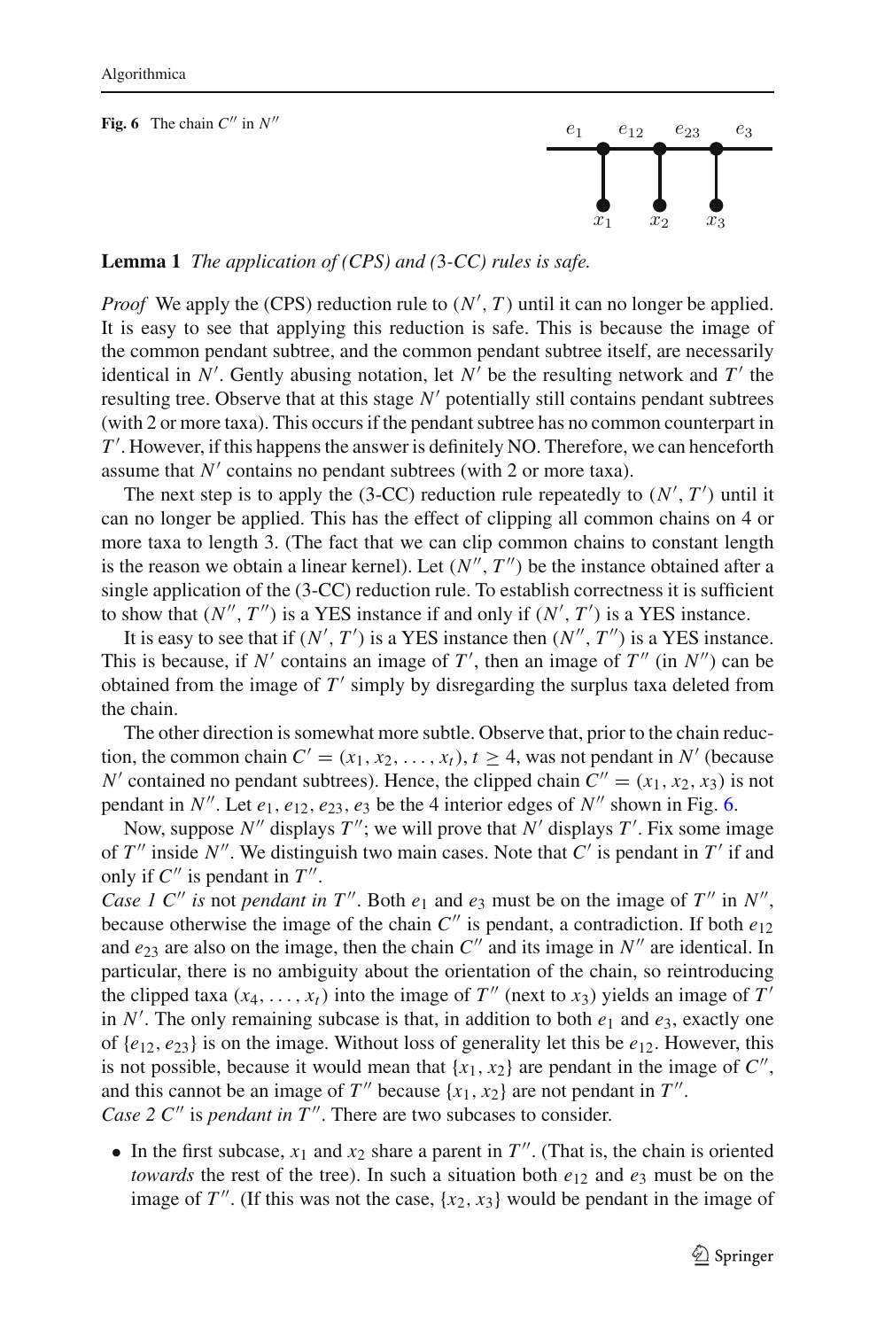**Fig. 6** The chain $C''$ in $N''$

**Lemma 1** *The application of (CPS) and (3-CC) rules is safe.*

*Proof* We apply the (CPS) reduction rule to $(N', T)$ until it can no longer be applied. It is easy to see that applying this reduction is safe. This is because the image of the common pendant subtree, and the common pendant subtree itself, are necessarily identical in $N'$. Gently abusing notation, let $N'$ be the resulting network and $T'$ the resulting tree. Observe that at this stage $N'$ potentially still contains pendant subtrees (with 2 or more taxa). This occurs if the pendant subtree has no common counterpart in $T'$. However, if this happens the answer is definitely NO. Therefore, we can henceforth assume that $N'$ contains no pendant subtrees (with 2 or more taxa).

The next step is to apply the (3-CC) reduction rule repeatedly to $(N', T')$ until it can no longer be applied. This has the effect of clipping all common chains on 4 or more taxa to length 3. (The fact that we can clip common chains to constant length is the reason we obtain a linear kernel). Let $(N'', T'')$ be the instance obtained after a single application of the (3-CC) reduction rule. To establish correctness it is sufficient to show that $(N'', T'')$ is a YES instance if and only if $(N', T')$ is a YES instance.

It is easy to see that if $(N', T')$ is a YES instance then $(N'', T'')$ is a YES instance. This is because, if $N'$ contains an image of $T'$, then an image of $T''$ (in $N''$) can be obtained from the image of $T'$ simply by disregarding the surplus taxa deleted from the chain.

The other direction is somewhat more subtle. Observe that, prior to the chain reduction, the common chain $C' = (x_1, x_2, \ldots, x_t)$, $t \geq 4$, was not pendant in $N'$ (because $N'$ contained no pendant subtrees). Hence, the clipped chain $C'' = (x_1, x_2, x_3)$ is not pendant in $N''$. Let $e_1, e_{12}, e_{23}, e_3$ be the 4 interior edges of $N''$ shown in Fig. 6.

Now, suppose $N''$ displays $T''$; we will prove that $N'$ displays $T'$. Fix some image of $T''$ inside $N''$. We distinguish two main cases. Note that $C'$ is pendant in $T'$ if and only if $C''$ is pendant in $T''$.

*Case 1 $C''$ is* not *pendant in $T''$*. Both $e_1$ and $e_3$ must be on the image of $T''$ in $N''$, because otherwise the image of the chain $C''$ is pendant, a contradiction. If both $e_{12}$ and $e_{23}$ are also on the image, then the chain $C''$ and its image in $N''$ are identical. In particular, there is no ambiguity about the orientation of the chain, so reintroducing the clipped taxa $(x_4, \ldots, x_t)$ into the image of $T''$ (next to $x_3$) yields an image of $T'$ in $N'$. The only remaining subcase is that, in addition to both $e_1$ and $e_3$, exactly one of $\{e_{12}, e_{23}\}$ is on the image. Without loss of generality let this be $e_{12}$. However, this is not possible, because it would mean that $\{x_1, x_2\}$ are pendant in the image of $C''$, and this cannot be an image of $T''$ because $\{x_1, x_2\}$ are not pendant in $T''$.

*Case 2 $C''$* is *pendant in $T''$*. There are two subcases to consider.

- In the first subcase, $x_1$ and $x_2$ share a parent in $T''$. (That is, the chain is oriented *towards* the rest of the tree). In such a situation both $e_{12}$ and $e_3$ must be on the image of $T''$. (If this was not the case, $\{x_2, x_3\}$ would be pendant in the image of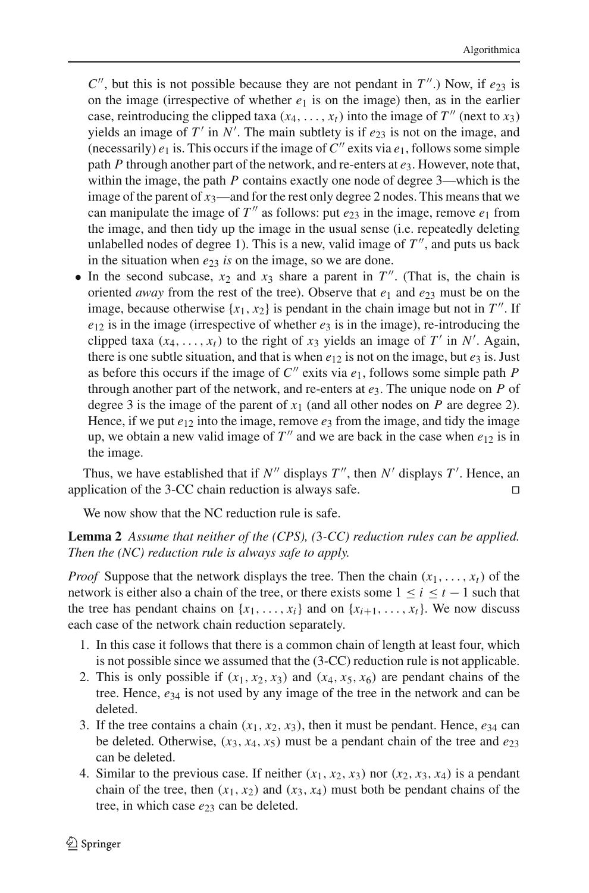$C''$, but this is not possible because they are not pendant in $T''$.) Now, if $e_{23}$ is on the image (irrespective of whether $e_1$ is on the image) then, as in the earlier case, reintroducing the clipped taxa $(x_4, \ldots, x_t)$ into the image of $T''$ (next to $x_3$) yields an image of $T'$ in $N'$. The main subtlety is if $e_{23}$ is not on the image, and (necessarily) $e_1$ is. This occurs if the image of $C''$ exits via $e_1$, follows some simple path $P$ through another part of the network, and re-enters at $e_3$. However, note that, within the image, the path $P$ contains exactly one node of degree 3—which is the image of the parent of $x_3$—and for the rest only degree 2 nodes. This means that we can manipulate the image of $T''$ as follows: put $e_{23}$ in the image, remove $e_1$ from the image, and then tidy up the image in the usual sense (i.e. repeatedly deleting unlabelled nodes of degree 1). This is a new, valid image of $T''$, and puts us back in the situation when $e_{23}$ *is* on the image, so we are done.

- In the second subcase, $x_2$ and $x_3$ share a parent in $T''$. (That is, the chain is oriented *away* from the rest of the tree). Observe that $e_1$ and $e_{23}$ must be on the image, because otherwise $\{x_1, x_2\}$ is pendant in the chain image but not in $T''$. If $e_{12}$ is in the image (irrespective of whether $e_3$ is in the image), re-introducing the clipped taxa $(x_4, \ldots, x_t)$ to the right of $x_3$ yields an image of $T'$ in $N'$. Again, there is one subtle situation, and that is when $e_{12}$ is not on the image, but $e_3$ is. Just as before this occurs if the image of $C''$ exits via $e_1$, follows some simple path $P$ through another part of the network, and re-enters at $e_3$. The unique node on $P$ of degree 3 is the image of the parent of $x_1$ (and all other nodes on $P$ are degree 2). Hence, if we put $e_{12}$ into the image, remove $e_3$ from the image, and tidy the image up, we obtain a new valid image of $T''$ and we are back in the case when $e_{12}$ is in the image.

Thus, we have established that if $N''$ displays $T''$, then $N'$ displays $T'$. Hence, an application of the 3-CC chain reduction is always safe. □

We now show that the NC reduction rule is safe.

**Lemma 2** *Assume that neither of the (CPS), (3-CC) reduction rules can be applied. Then the (NC) reduction rule is always safe to apply.*

*Proof* Suppose that the network displays the tree. Then the chain $(x_1, \ldots, x_t)$ of the network is either also a chain of the tree, or there exists some $1 \leq i \leq t-1$ such that the tree has pendant chains on $\{x_1, \ldots, x_i\}$ and on $\{x_{i+1}, \ldots, x_t\}$. We now discuss each case of the network chain reduction separately.

1. In this case it follows that there is a common chain of length at least four, which is not possible since we assumed that the (3-CC) reduction rule is not applicable.
2. This is only possible if $(x_1, x_2, x_3)$ and $(x_4, x_5, x_6)$ are pendant chains of the tree. Hence, $e_{34}$ is not used by any image of the tree in the network and can be deleted.
3. If the tree contains a chain $(x_1, x_2, x_3)$, then it must be pendant. Hence, $e_{34}$ can be deleted. Otherwise, $(x_3, x_4, x_5)$ must be a pendant chain of the tree and $e_{23}$ can be deleted.
4. Similar to the previous case. If neither $(x_1, x_2, x_3)$ nor $(x_2, x_3, x_4)$ is a pendant chain of the tree, then $(x_1, x_2)$ and $(x_3, x_4)$ must both be pendant chains of the tree, in which case $e_{23}$ can be deleted.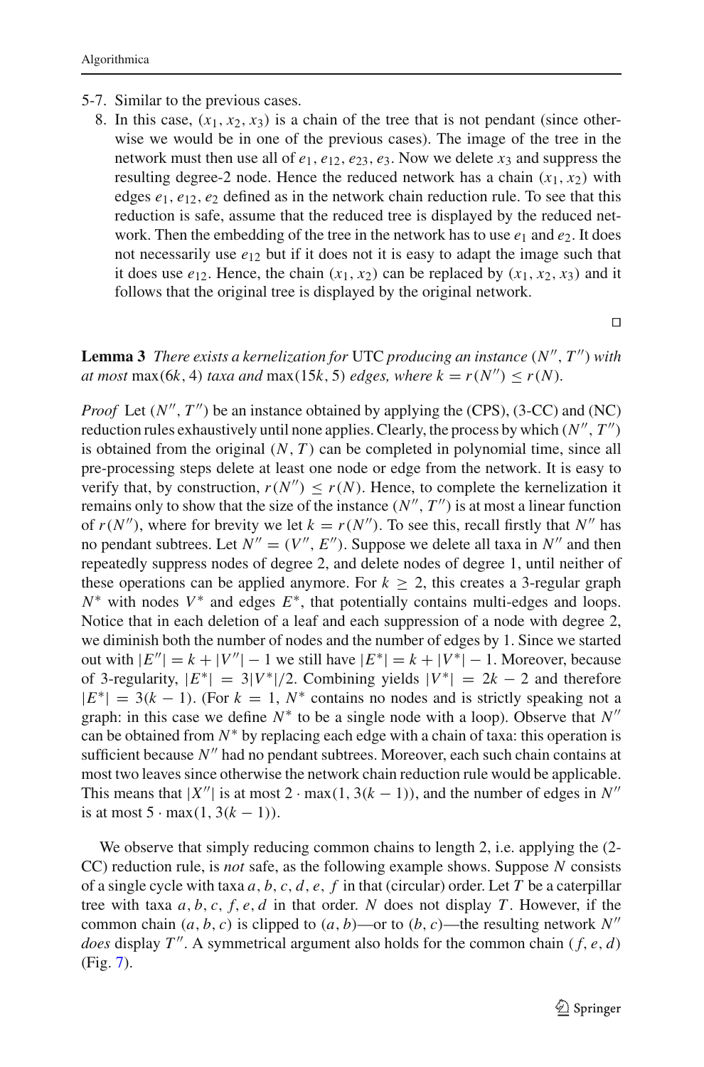5-7. Similar to the previous cases.

8. In this case, $(x_1, x_2, x_3)$ is a chain of the tree that is not pendant (since otherwise we would be in one of the previous cases). The image of the tree in the network must then use all of $e_1, e_{12}, e_{23}, e_3$. Now we delete $x_3$ and suppress the resulting degree-2 node. Hence the reduced network has a chain $(x_1, x_2)$ with edges $e_1, e_{12}, e_2$ defined as in the network chain reduction rule. To see that this reduction is safe, assume that the reduced tree is displayed by the reduced network. Then the embedding of the tree in the network has to use $e_1$ and $e_2$. It does not necessarily use $e_{12}$ but if it does not it is easy to adapt the image such that it does use $e_{12}$. Hence, the chain $(x_1, x_2)$ can be replaced by $(x_1, x_2, x_3)$ and it follows that the original tree is displayed by the original network.

□

**Lemma 3** *There exists a kernelization for* UTC *producing an instance* $(N'', T'')$ *with at most* $\max(6k, 4)$ *taxa and* $\max(15k, 5)$ *edges, where* $k = r(N'') \leq r(N)$.

*Proof* Let $(N'', T'')$ be an instance obtained by applying the (CPS), (3-CC) and (NC) reduction rules exhaustively until none applies. Clearly, the process by which $(N'', T'')$ is obtained from the original $(N, T)$ can be completed in polynomial time, since all pre-processing steps delete at least one node or edge from the network. It is easy to verify that, by construction, $r(N'') \leq r(N)$. Hence, to complete the kernelization it remains only to show that the size of the instance $(N'', T'')$ is at most a linear function of $r(N'')$, where for brevity we let $k = r(N'')$. To see this, recall firstly that $N''$ has no pendant subtrees. Let $N'' = (V'', E'')$. Suppose we delete all taxa in $N''$ and then repeatedly suppress nodes of degree 2, and delete nodes of degree 1, until neither of these operations can be applied anymore. For $k \geq 2$, this creates a 3-regular graph $N^*$ with nodes $V^*$ and edges $E^*$, that potentially contains multi-edges and loops. Notice that in each deletion of a leaf and each suppression of a node with degree 2, we diminish both the number of nodes and the number of edges by 1. Since we started out with $|E''| = k + |V''| - 1$ we still have $|E^*| = k + |V^*| - 1$. Moreover, because of 3-regularity, $|E^*| = 3|V^*|/2$. Combining yields $|V^*| = 2k - 2$ and therefore $|E^*| = 3(k - 1)$. (For $k = 1$, $N^*$ contains no nodes and is strictly speaking not a graph: in this case we define $N^*$ to be a single node with a loop). Observe that $N''$ can be obtained from $N^*$ by replacing each edge with a chain of taxa: this operation is sufficient because $N''$ had no pendant subtrees. Moreover, each such chain contains at most two leaves since otherwise the network chain reduction rule would be applicable. This means that $|X''|$ is at most $2 \cdot \max(1, 3(k - 1))$, and the number of edges in $N''$ is at most $5 \cdot \max(1, 3(k - 1))$.

We observe that simply reducing common chains to length 2, i.e. applying the (2-CC) reduction rule, is *not* safe, as the following example shows. Suppose $N$ consists of a single cycle with taxa $a, b, c, d, e, f$ in that (circular) order. Let $T$ be a caterpillar tree with taxa $a, b, c, f, e, d$ in that order. $N$ does not display $T$. However, if the common chain $(a, b, c)$ is clipped to $(a, b)$—or to $(b, c)$—the resulting network $N''$ *does* display $T''$. A symmetrical argument also holds for the common chain $(f, e, d)$ (Fig. 7).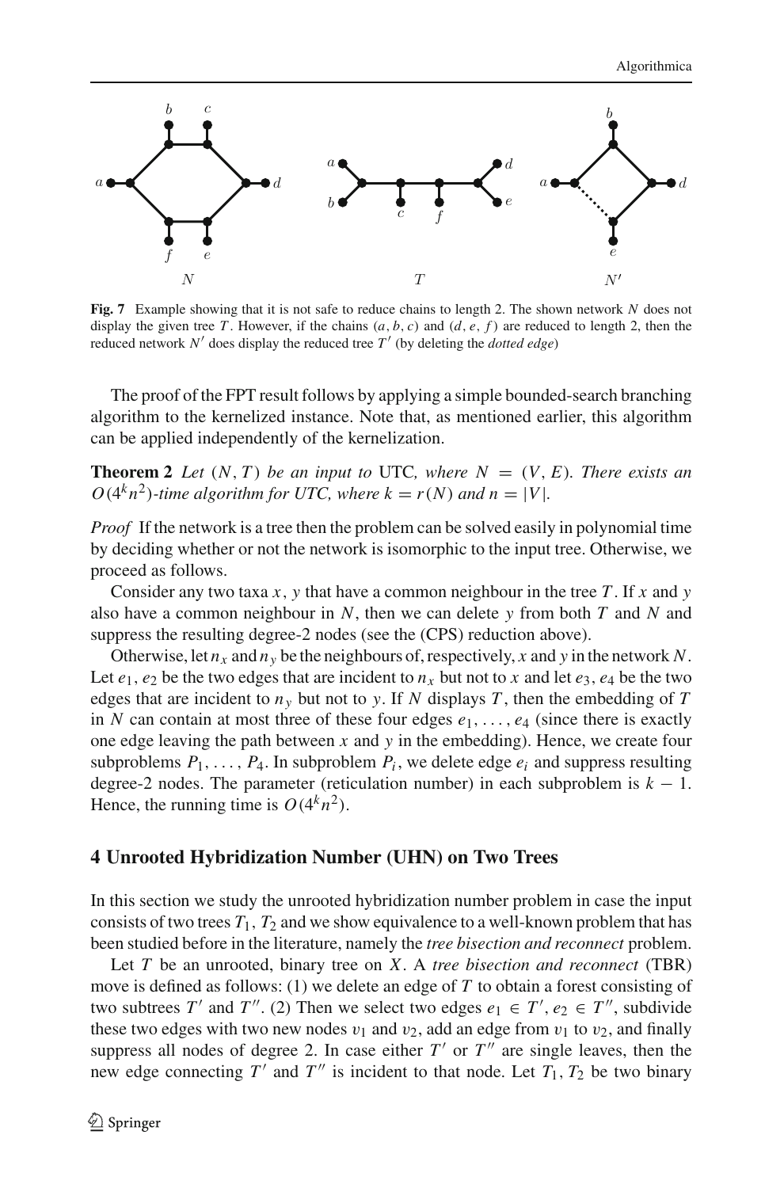**Fig. 7** Example showing that it is not safe to reduce chains to length 2. The shown network $N$ does not display the given tree $T$. However, if the chains $(a, b, c)$ and $(d, e, f)$ are reduced to length 2, then the reduced network $N'$ does display the reduced tree $T'$ (by deleting the *dotted edge*)

The proof of the FPT result follows by applying a simple bounded-search branching algorithm to the kernelized instance. Note that, as mentioned earlier, this algorithm can be applied independently of the kernelization.

**Theorem 2** *Let $(N, T)$ be an input to* UTC*, where $N = (V, E)$. There exists an $O(4^k n^2)$-time algorithm for UTC, where $k = r(N)$ and $n = |V|$.*

*Proof* If the network is a tree then the problem can be solved easily in polynomial time by deciding whether or not the network is isomorphic to the input tree. Otherwise, we proceed as follows.

Consider any two taxa $x$, $y$ that have a common neighbour in the tree $T$. If $x$ and $y$ also have a common neighbour in $N$, then we can delete $y$ from both $T$ and $N$ and suppress the resulting degree-2 nodes (see the (CPS) reduction above).

Otherwise, let $n_x$ and $n_y$ be the neighbours of, respectively, $x$ and $y$ in the network $N$. Let $e_1, e_2$ be the two edges that are incident to $n_x$ but not to $x$ and let $e_3, e_4$ be the two edges that are incident to $n_y$ but not to $y$. If $N$ displays $T$, then the embedding of $T$ in $N$ can contain at most three of these four edges $e_1, \ldots, e_4$ (since there is exactly one edge leaving the path between $x$ and $y$ in the embedding). Hence, we create four subproblems $P_1, \ldots, P_4$. In subproblem $P_i$, we delete edge $e_i$ and suppress resulting degree-2 nodes. The parameter (reticulation number) in each subproblem is $k - 1$. Hence, the running time is $O(4^k n^2)$.

## 4 Unrooted Hybridization Number (UHN) on Two Trees

In this section we study the unrooted hybridization number problem in case the input consists of two trees $T_1, T_2$ and we show equivalence to a well-known problem that has been studied before in the literature, namely the *tree bisection and reconnect* problem.

Let $T$ be an unrooted, binary tree on $X$. A *tree bisection and reconnect* (TBR) move is defined as follows: (1) we delete an edge of $T$ to obtain a forest consisting of two subtrees $T'$ and $T''$. (2) Then we select two edges $e_1 \in T', e_2 \in T''$, subdivide these two edges with two new nodes $v_1$ and $v_2$, add an edge from $v_1$ to $v_2$, and finally suppress all nodes of degree 2. In case either $T'$ or $T''$ are single leaves, then the new edge connecting $T'$ and $T''$ is incident to that node. Let $T_1, T_2$ be two binary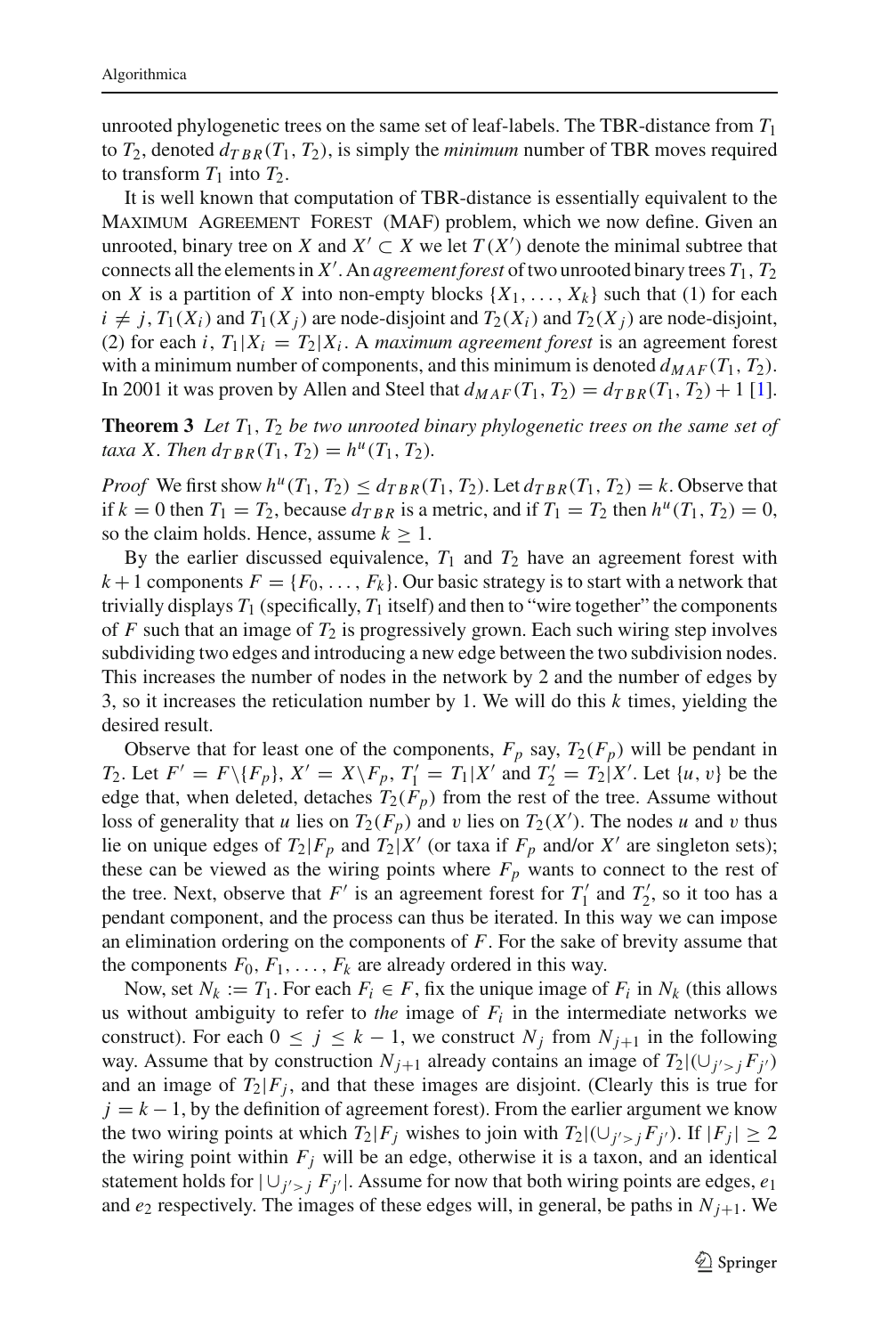unrooted phylogenetic trees on the same set of leaf-labels. The TBR-distance from $T_1$ to $T_2$, denoted $d_{TBR}(T_1, T_2)$, is simply the *minimum* number of TBR moves required to transform $T_1$ into $T_2$.

It is well known that computation of TBR-distance is essentially equivalent to the Maximum Agreement Forest (MAF) problem, which we now define. Given an unrooted, binary tree on $X$ and $X' \subset X$ we let $T(X')$ denote the minimal subtree that connects all the elements in $X'$. An *agreement forest* of two unrooted binary trees $T_1, T_2$ on $X$ is a partition of $X$ into non-empty blocks $\{X_1, \ldots, X_k\}$ such that (1) for each $i \neq j$, $T_1(X_i)$ and $T_1(X_j)$ are node-disjoint and $T_2(X_i)$ and $T_2(X_j)$ are node-disjoint, (2) for each $i$, $T_1|X_i = T_2|X_i$. A *maximum agreement forest* is an agreement forest with a minimum number of components, and this minimum is denoted $d_{MAF}(T_1, T_2)$. In 2001 it was proven by Allen and Steel that $d_{MAF}(T_1, T_2) = d_{TBR}(T_1, T_2) + 1$ [1].

**Theorem 3** *Let $T_1, T_2$ be two unrooted binary phylogenetic trees on the same set of taxa $X$. Then $d_{TBR}(T_1, T_2) = h^u(T_1, T_2)$.*

*Proof* We first show $h^u(T_1, T_2) \leq d_{TBR}(T_1, T_2)$. Let $d_{TBR}(T_1, T_2) = k$. Observe that if $k = 0$ then $T_1 = T_2$, because $d_{TBR}$ is a metric, and if $T_1 = T_2$ then $h^u(T_1, T_2) = 0$, so the claim holds. Hence, assume $k \geq 1$.

By the earlier discussed equivalence, $T_1$ and $T_2$ have an agreement forest with $k + 1$ components $F = \{F_0, \ldots, F_k\}$. Our basic strategy is to start with a network that trivially displays $T_1$ (specifically, $T_1$ itself) and then to "wire together" the components of $F$ such that an image of $T_2$ is progressively grown. Each such wiring step involves subdividing two edges and introducing a new edge between the two subdivision nodes. This increases the number of nodes in the network by 2 and the number of edges by 3, so it increases the reticulation number by 1. We will do this $k$ times, yielding the desired result.

Observe that for least one of the components, $F_p$ say, $T_2(F_p)$ will be pendant in $T_2$. Let $F' = F \backslash \{F_p\}$, $X' = X \backslash F_p$, $T_1' = T_1|X'$ and $T_2' = T_2|X'$. Let $\{u, v\}$ be the edge that, when deleted, detaches $T_2(F_p)$ from the rest of the tree. Assume without loss of generality that $u$ lies on $T_2(F_p)$ and $v$ lies on $T_2(X')$. The nodes $u$ and $v$ thus lie on unique edges of $T_2|F_p$ and $T_2|X'$ (or taxa if $F_p$ and/or $X'$ are singleton sets); these can be viewed as the wiring points where $F_p$ wants to connect to the rest of the tree. Next, observe that $F'$ is an agreement forest for $T_1'$ and $T_2'$, so it too has a pendant component, and the process can thus be iterated. In this way we can impose an elimination ordering on the components of $F$. For the sake of brevity assume that the components $F_0, F_1, \ldots, F_k$ are already ordered in this way.

Now, set $N_k := T_1$. For each $F_i \in F$, fix the unique image of $F_i$ in $N_k$ (this allows us without ambiguity to refer to *the* image of $F_i$ in the intermediate networks we construct). For each $0 \leq j \leq k - 1$, we construct $N_j$ from $N_{j+1}$ in the following way. Assume that by construction $N_{j+1}$ already contains an image of $T_2|(\cup_{j' > j} F_{j'})$ and an image of $T_2|F_j$, and that these images are disjoint. (Clearly this is true for $j = k - 1$, by the definition of agreement forest). From the earlier argument we know the two wiring points at which $T_2|F_j$ wishes to join with $T_2|(\cup_{j' > j} F_{j'})$. If $|F_j| \geq 2$ the wiring point within $F_j$ will be an edge, otherwise it is a taxon, and an identical statement holds for $|\cup_{j' > j} F_{j'}|$. Assume for now that both wiring points are edges, $e_1$ and $e_2$ respectively. The images of these edges will, in general, be paths in $N_{j+1}$. We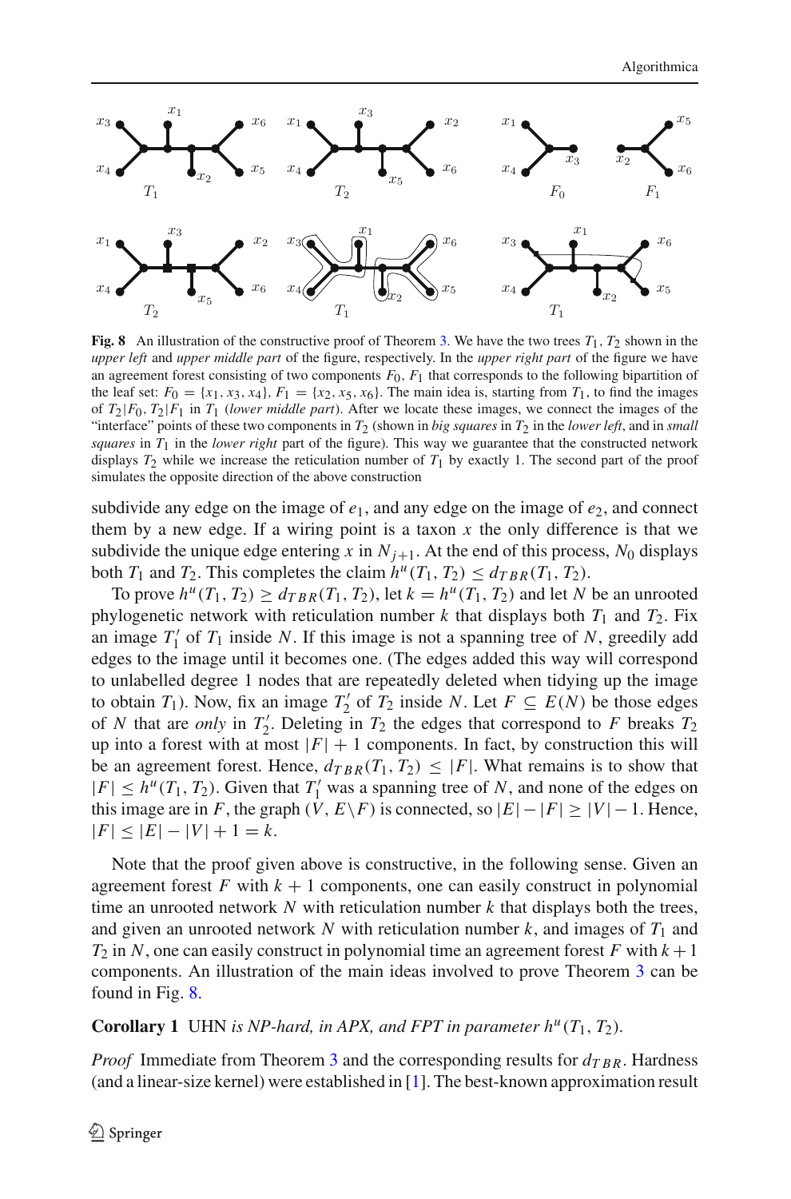**Fig. 8** An illustration of the constructive proof of Theorem 3. We have the two trees $T_1, T_2$ shown in the *upper left* and *upper middle part* of the figure, respectively. In the *upper right part* of the figure we have an agreement forest consisting of two components $F_0, F_1$ that corresponds to the following bipartition of the leaf set: $F_0 = \{x_1, x_3, x_4\}$, $F_1 = \{x_2, x_5, x_6\}$. The main idea is, starting from $T_1$, to find the images of $T_2|F_0, T_2|F_1$ in $T_1$ (*lower middle part*). After we locate these images, we connect the images of the "interface" points of these two components in $T_2$ (shown in *big squares* in $T_2$ in the *lower left*, and in *small squares* in $T_1$ in the *lower right* part of the figure). This way we guarantee that the constructed network displays $T_2$ while we increase the reticulation number of $T_1$ by exactly 1. The second part of the proof simulates the opposite direction of the above construction

subdivide any edge on the image of $e_1$, and any edge on the image of $e_2$, and connect them by a new edge. If a wiring point is a taxon $x$ the only difference is that we subdivide the unique edge entering $x$ in $N_{j+1}$. At the end of this process, $N_0$ displays both $T_1$ and $T_2$. This completes the claim $h^u(T_1, T_2) \leq d_{TBR}(T_1, T_2)$.

To prove $h^u(T_1, T_2) \geq d_{TBR}(T_1, T_2)$, let $k = h^u(T_1, T_2)$ and let $N$ be an unrooted phylogenetic network with reticulation number $k$ that displays both $T_1$ and $T_2$. Fix an image $T_1'$ of $T_1$ inside $N$. If this image is not a spanning tree of $N$, greedily add edges to the image until it becomes one. (The edges added this way will correspond to unlabelled degree 1 nodes that are repeatedly deleted when tidying up the image to obtain $T_1$). Now, fix an image $T_2'$ of $T_2$ inside $N$. Let $F \subseteq E(N)$ be those edges of $N$ that are *only* in $T_2'$. Deleting in $T_2$ the edges that correspond to $F$ breaks $T_2$ up into a forest with at most $|F| + 1$ components. In fact, by construction this will be an agreement forest. Hence, $d_{TBR}(T_1, T_2) \leq |F|$. What remains is to show that $|F| \leq h^u(T_1, T_2)$. Given that $T_1'$ was a spanning tree of $N$, and none of the edges on this image are in $F$, the graph $(V, E \backslash F)$ is connected, so $|E| - |F| \geq |V| - 1$. Hence, $|F| \leq |E| - |V| + 1 = k$.

Note that the proof given above is constructive, in the following sense. Given an agreement forest $F$ with $k + 1$ components, one can easily construct in polynomial time an unrooted network $N$ with reticulation number $k$ that displays both the trees, and given an unrooted network $N$ with reticulation number $k$, and images of $T_1$ and $T_2$ in $N$, one can easily construct in polynomial time an agreement forest $F$ with $k+1$ components. An illustration of the main ideas involved to prove Theorem 3 can be found in Fig. 8.

**Corollary 1** UHN *is NP-hard, in APX, and FPT in parameter $h^u(T_1, T_2)$.*

*Proof* Immediate from Theorem 3 and the corresponding results for $d_{TBR}$. Hardness (and a linear-size kernel) were established in [1]. The best-known approximation result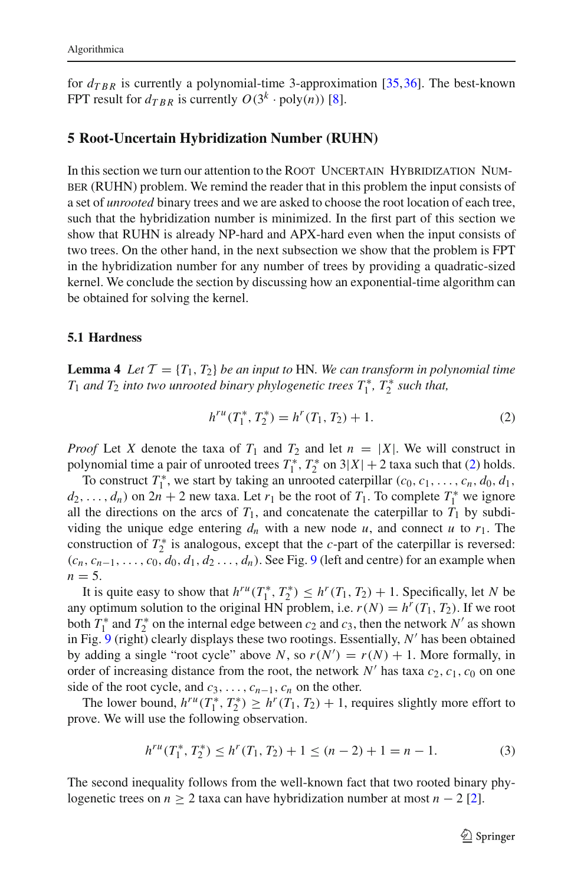for $d_{TBR}$ is currently a polynomial-time 3-approximation [35,36]. The best-known FPT result for $d_{TBR}$ is currently $O(3^k \cdot \text{poly}(n))$ [8].

## 5 Root-Uncertain Hybridization Number (RUHN)

In this section we turn our attention to the Root Uncertain Hybridization Number (RUHN) problem. We remind the reader that in this problem the input consists of a set of *unrooted* binary trees and we are asked to choose the root location of each tree, such that the hybridization number is minimized. In the first part of this section we show that RUHN is already NP-hard and APX-hard even when the input consists of two trees. On the other hand, in the next subsection we show that the problem is FPT in the hybridization number for any number of trees by providing a quadratic-sized kernel. We conclude the section by discussing how an exponential-time algorithm can be obtained for solving the kernel.

### 5.1 Hardness

**Lemma 4** *Let $\mathcal{T} = \{T_1, T_2\}$ be an input to* HN. *We can transform in polynomial time $T_1$ and $T_2$ into two unrooted binary phylogenetic trees $T_1^*$, $T_2^*$ such that,*

$$h^{ru}(T_1^*, T_2^*) = h^r(T_1, T_2) + 1. \tag{2}$$

*Proof* Let $X$ denote the taxa of $T_1$ and $T_2$ and let $n = |X|$. We will construct in polynomial time a pair of unrooted trees $T_1^*$, $T_2^*$ on $3|X| + 2$ taxa such that (2) holds.

To construct $T_1^*$, we start by taking an unrooted caterpillar $(c_0, c_1, \ldots, c_n, d_0, d_1, d_2, \ldots, d_n)$ on $2n + 2$ new taxa. Let $r_1$ be the root of $T_1$. To complete $T_1^*$ we ignore all the directions on the arcs of $T_1$, and concatenate the caterpillar to $T_1$ by subdividing the unique edge entering $d_n$ with a new node $u$, and connect $u$ to $r_1$. The construction of $T_2^*$ is analogous, except that the $c$-part of the caterpillar is reversed: $(c_n, c_{n-1}, \ldots, c_0, d_0, d_1, d_2 \ldots, d_n)$. See Fig. 9 (left and centre) for an example when $n = 5$.

It is quite easy to show that $h^{ru}(T_1^*, T_2^*) \leq h^r(T_1, T_2) + 1$. Specifically, let $N$ be any optimum solution to the original HN problem, i.e. $r(N) = h^r(T_1, T_2)$. If we root both $T_1^*$ and $T_2^*$ on the internal edge between $c_2$ and $c_3$, then the network $N'$ as shown in Fig. 9 (right) clearly displays these two rootings. Essentially, $N'$ has been obtained by adding a single "root cycle" above $N$, so $r(N') = r(N) + 1$. More formally, in order of increasing distance from the root, the network $N'$ has taxa $c_2, c_1, c_0$ on one side of the root cycle, and $c_3, \ldots, c_{n-1}, c_n$ on the other.

The lower bound, $h^{ru}(T_1^*, T_2^*) \geq h^r(T_1, T_2) + 1$, requires slightly more effort to prove. We will use the following observation.

$$h^{ru}(T_1^*, T_2^*) \leq h^r(T_1, T_2) + 1 \leq (n - 2) + 1 = n - 1. \tag{3}$$

The second inequality follows from the well-known fact that two rooted binary phylogenetic trees on $n \geq 2$ taxa can have hybridization number at most $n - 2$ [2].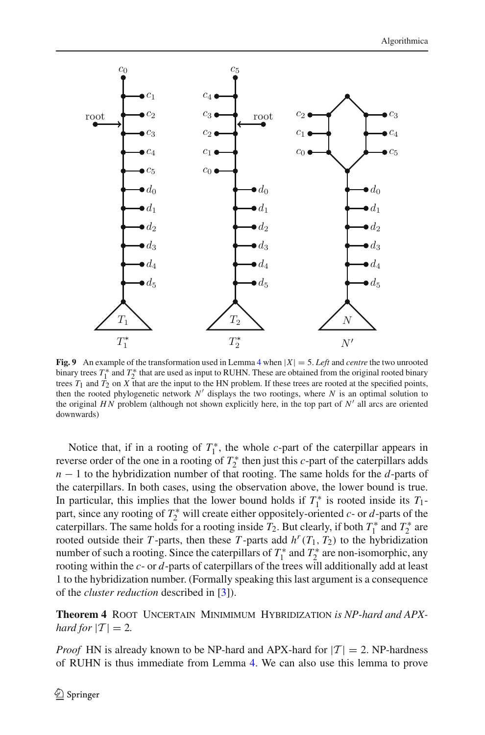**Fig. 9** An example of the transformation used in Lemma 4 when $|X| = 5$. *Left* and *centre* the two unrooted binary trees $T_1^*$ and $T_2^*$ that are used as input to RUHN. These are obtained from the original rooted binary trees $T_1$ and $T_2$ on $X$ that are the input to the HN problem. If these trees are rooted at the specified points, then the rooted phylogenetic network $N'$ displays the two rootings, where $N$ is an optimal solution to the original $HN$ problem (although not shown explicitly here, in the top part of $N'$ all arcs are oriented downwards)

Notice that, if in a rooting of $T_1^*$, the whole $c$-part of the caterpillar appears in reverse order of the one in a rooting of $T_2^*$ then just this $c$-part of the caterpillars adds $n - 1$ to the hybridization number of that rooting. The same holds for the $d$-parts of the caterpillars. In both cases, using the observation above, the lower bound is true. In particular, this implies that the lower bound holds if $T_1^*$ is rooted inside its $T_1$-part, since any rooting of $T_2^*$ will create either oppositely-oriented $c$- or $d$-parts of the caterpillars. The same holds for a rooting inside $T_2$. But clearly, if both $T_1^*$ and $T_2^*$ are rooted outside their $T$-parts, then these $T$-parts add $h^r(T_1, T_2)$ to the hybridization number of such a rooting. Since the caterpillars of $T_1^*$ and $T_2^*$ are non-isomorphic, any rooting within the $c$- or $d$-parts of caterpillars of the trees will additionally add at least 1 to the hybridization number. (Formally speaking this last argument is a consequence of the *cluster reduction* described in [3]).

**Theorem 4** Root Uncertain Minimimum Hybridization *is NP-hard and APX-hard for* $|\mathcal{T}| = 2$.

*Proof* HN is already known to be NP-hard and APX-hard for $|\mathcal{T}| = 2$. NP-hardness of RUHN is thus immediate from Lemma 4. We can also use this lemma to prove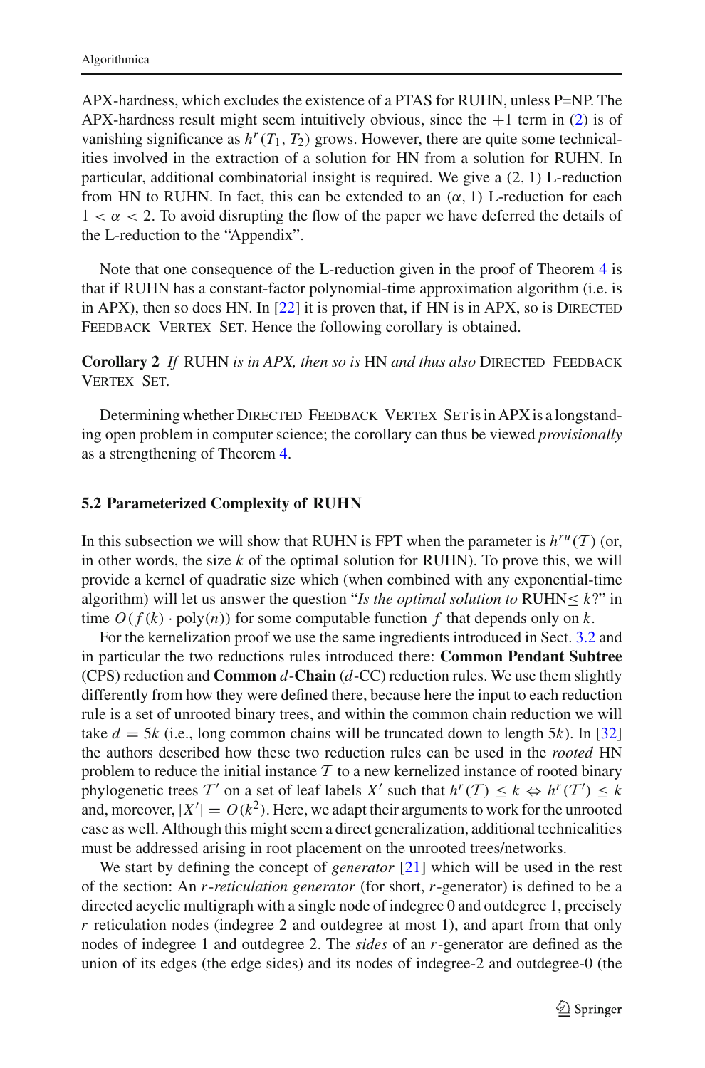APX-hardness, which excludes the existence of a PTAS for RUHN, unless P=NP. The APX-hardness result might seem intuitively obvious, since the $+1$ term in (2) is of vanishing significance as $h^r(T_1, T_2)$ grows. However, there are quite some technicalities involved in the extraction of a solution for HN from a solution for RUHN. In particular, additional combinatorial insight is required. We give a (2, 1) L-reduction from HN to RUHN. In fact, this can be extended to an $(\alpha, 1)$ L-reduction for each $1 < \alpha < 2$. To avoid disrupting the flow of the paper we have deferred the details of the L-reduction to the "Appendix".

Note that one consequence of the L-reduction given in the proof of Theorem 4 is that if RUHN has a constant-factor polynomial-time approximation algorithm (i.e. is in APX), then so does HN. In [22] it is proven that, if HN is in APX, so is Directed Feedback Vertex Set. Hence the following corollary is obtained.

**Corollary 2** *If* RUHN *is in APX, then so is* HN *and thus also* Directed Feedback Vertex Set.

Determining whether Directed Feedback Vertex Set is in APX is a longstanding open problem in computer science; the corollary can thus be viewed *provisionally* as a strengthening of Theorem 4.

### 5.2 Parameterized Complexity of RUHN

In this subsection we will show that RUHN is FPT when the parameter is $h^{ru}(\mathcal{T})$ (or, in other words, the size $k$ of the optimal solution for RUHN). To prove this, we will provide a kernel of quadratic size which (when combined with any exponential-time algorithm) will let us answer the question "*Is the optimal solution to* RUHN$\leq k$?" in time $O(f(k) \cdot \text{poly}(n))$ for some computable function $f$ that depends only on $k$.

For the kernelization proof we use the same ingredients introduced in Sect. 3.2 and in particular the two reductions rules introduced there: **Common Pendant Subtree** (CPS) reduction and **Common** $d$**-Chain** ($d$-CC) reduction rules. We use them slightly differently from how they were defined there, because here the input to each reduction rule is a set of unrooted binary trees, and within the common chain reduction we will take $d = 5k$ (i.e., long common chains will be truncated down to length $5k$). In [32] the authors described how these two reduction rules can be used in the *rooted* HN problem to reduce the initial instance $\mathcal{T}$ to a new kernelized instance of rooted binary phylogenetic trees $\mathcal{T}'$ on a set of leaf labels $X'$ such that $h^r(\mathcal{T}) \leq k \Leftrightarrow h^r(\mathcal{T}') \leq k$ and, moreover, $|X'| = O(k^2)$. Here, we adapt their arguments to work for the unrooted case as well. Although this might seem a direct generalization, additional technicalities must be addressed arising in root placement on the unrooted trees/networks.

We start by defining the concept of *generator* [21] which will be used in the rest of the section: An $r$-*reticulation generator* (for short, $r$-generator) is defined to be a directed acyclic multigraph with a single node of indegree 0 and outdegree 1, precisely $r$ reticulation nodes (indegree 2 and outdegree at most 1), and apart from that only nodes of indegree 1 and outdegree 2. The *sides* of an $r$-generator are defined as the union of its edges (the edge sides) and its nodes of indegree-2 and outdegree-0 (the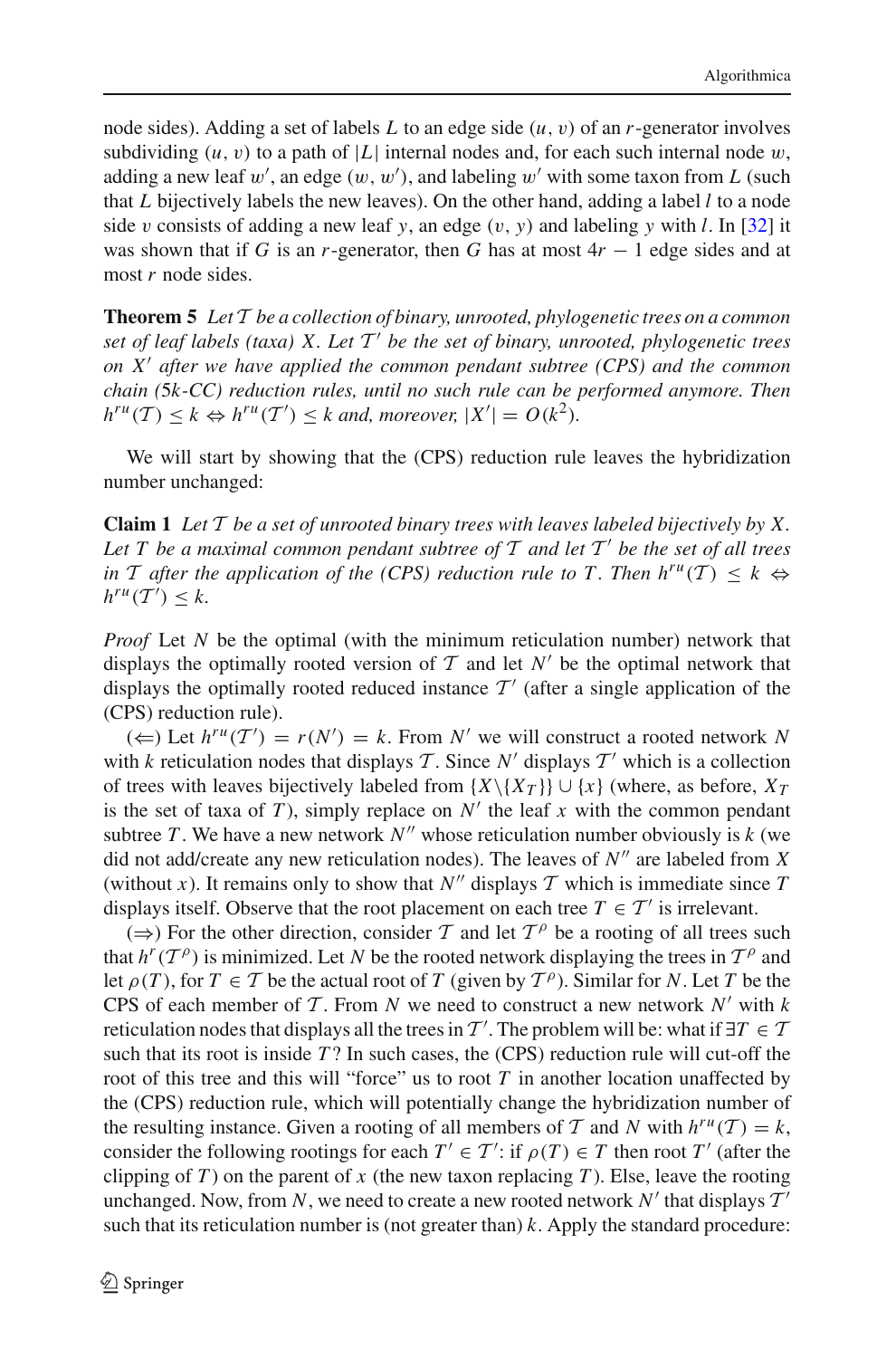node sides). Adding a set of labels $L$ to an edge side $(u, v)$ of an $r$-generator involves subdividing $(u, v)$ to a path of $|L|$ internal nodes and, for each such internal node $w$, adding a new leaf $w'$, an edge $(w, w')$, and labeling $w'$ with some taxon from $L$ (such that $L$ bijectively labels the new leaves). On the other hand, adding a label $l$ to a node side $v$ consists of adding a new leaf $y$, an edge $(v, y)$ and labeling $y$ with $l$. In [32] it was shown that if $G$ is an $r$-generator, then $G$ has at most $4r - 1$ edge sides and at most $r$ node sides.

**Theorem 5** *Let $\mathcal{T}$ be a collection of binary, unrooted, phylogenetic trees on a common set of leaf labels (taxa) $X$. Let $\mathcal{T}'$ be the set of binary, unrooted, phylogenetic trees on $X'$ after we have applied the common pendant subtree (CPS) and the common chain (5k-CC) reduction rules, until no such rule can be performed anymore. Then $h^{ru}(\mathcal{T}) \leq k \Leftrightarrow h^{ru}(\mathcal{T}') \leq k$ and, moreover, $|X'| = O(k^2)$.*

We will start by showing that the (CPS) reduction rule leaves the hybridization number unchanged:

**Claim 1** *Let $\mathcal{T}$ be a set of unrooted binary trees with leaves labeled bijectively by $X$. Let $T$ be a maximal common pendant subtree of $\mathcal{T}$ and let $\mathcal{T}'$ be the set of all trees in $\mathcal{T}$ after the application of the (CPS) reduction rule to $T$. Then $h^{ru}(\mathcal{T}) \leq k \Leftrightarrow h^{ru}(\mathcal{T}') \leq k$.*

*Proof* Let $N$ be the optimal (with the minimum reticulation number) network that displays the optimally rooted version of $\mathcal{T}$ and let $N'$ be the optimal network that displays the optimally rooted reduced instance $\mathcal{T}'$ (after a single application of the (CPS) reduction rule).

($\Leftarrow$) Let $h^{ru}(\mathcal{T}') = r(N') = k$. From $N'$ we will construct a rooted network $N$ with $k$ reticulation nodes that displays $\mathcal{T}$. Since $N'$ displays $\mathcal{T}'$ which is a collection of trees with leaves bijectively labeled from $\{X \backslash \{X_T\}\} \cup \{x\}$ (where, as before, $X_T$ is the set of taxa of $T$), simply replace on $N'$ the leaf $x$ with the common pendant subtree $T$. We have a new network $N''$ whose reticulation number obviously is $k$ (we did not add/create any new reticulation nodes). The leaves of $N''$ are labeled from $X$ (without $x$). It remains only to show that $N''$ displays $\mathcal{T}$ which is immediate since $T$ displays itself. Observe that the root placement on each tree $T \in \mathcal{T}'$ is irrelevant.

($\Rightarrow$) For the other direction, consider $\mathcal{T}$ and let $\mathcal{T}^{\rho}$ be a rooting of all trees such that $h^{r}(\mathcal{T}^{\rho})$ is minimized. Let $N$ be the rooted network displaying the trees in $\mathcal{T}^{\rho}$ and let $\rho(T)$, for $T \in \mathcal{T}$ be the actual root of $T$ (given by $\mathcal{T}^{\rho}$). Similar for $N$. Let $T$ be the CPS of each member of $\mathcal{T}$. From $N$ we need to construct a new network $N'$ with $k$ reticulation nodes that displays all the trees in $\mathcal{T}'$. The problem will be: what if $\exists T \in \mathcal{T}$ such that its root is inside $T$? In such cases, the (CPS) reduction rule will cut-off the root of this tree and this will "force" us to root $T$ in another location unaffected by the (CPS) reduction rule, which will potentially change the hybridization number of the resulting instance. Given a rooting of all members of $\mathcal{T}$ and $N$ with $h^{ru}(\mathcal{T}) = k$, consider the following rootings for each $T' \in \mathcal{T}'$: if $\rho(T) \in T$ then root $T'$ (after the clipping of $T$) on the parent of $x$ (the new taxon replacing $T$). Else, leave the rooting unchanged. Now, from $N$, we need to create a new rooted network $N'$ that displays $\mathcal{T}'$ such that its reticulation number is (not greater than) $k$. Apply the standard procedure: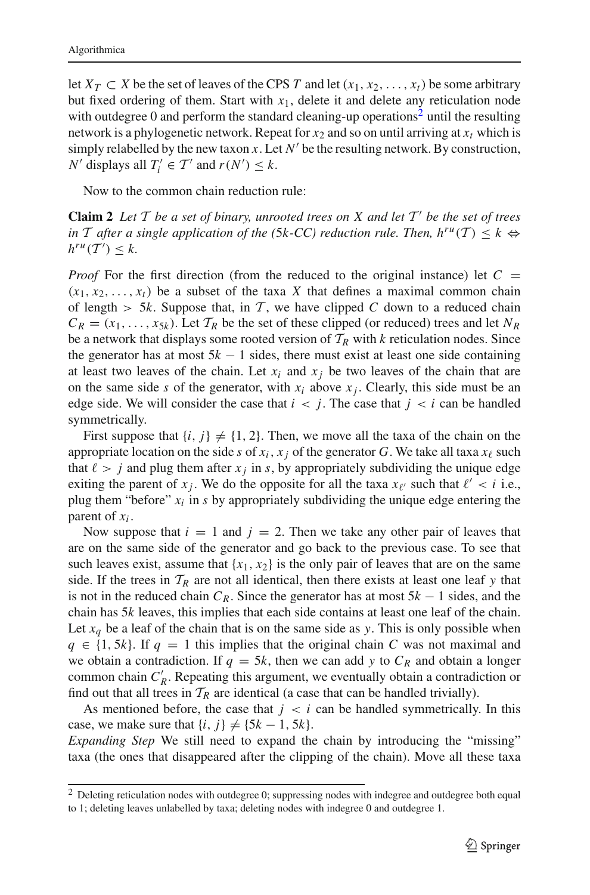let $X_T \subset X$ be the set of leaves of the CPS $T$ and let $(x_1, x_2, \ldots, x_t)$ be some arbitrary but fixed ordering of them. Start with $x_1$, delete it and delete any reticulation node with outdegree 0 and perform the standard cleaning-up operations[2] until the resulting network is a phylogenetic network. Repeat for $x_2$ and so on until arriving at $x_t$ which is simply relabelled by the new taxon $x$. Let $N'$ be the resulting network. By construction, $N'$ displays all $T'_i \in \mathcal{T}'$ and $r(N') \leq k$.

Now to the common chain reduction rule:

**Claim 2** *Let $\mathcal{T}$ be a set of binary, unrooted trees on $X$ and let $\mathcal{T}'$ be the set of trees in $\mathcal{T}$ after a single application of the (5k-CC) reduction rule. Then, $h^{ru}(\mathcal{T}) \leq k \Leftrightarrow h^{ru}(\mathcal{T}') \leq k$.*

*Proof* For the first direction (from the reduced to the original instance) let $C = (x_1, x_2, \ldots, x_t)$ be a subset of the taxa $X$ that defines a maximal common chain of length $> 5k$. Suppose that, in $\mathcal{T}$, we have clipped $C$ down to a reduced chain $C_R = (x_1, \ldots, x_{5k})$. Let $\mathcal{T}_R$ be the set of these clipped (or reduced) trees and let $N_R$ be a network that displays some rooted version of $\mathcal{T}_R$ with $k$ reticulation nodes. Since the generator has at most $5k - 1$ sides, there must exist at least one side containing at least two leaves of the chain. Let $x_i$ and $x_j$ be two leaves of the chain that are on the same side $s$ of the generator, with $x_i$ above $x_j$. Clearly, this side must be an edge side. We will consider the case that $i < j$. The case that $j < i$ can be handled symmetrically.

First suppose that $\{i, j\} \neq \{1, 2\}$. Then, we move all the taxa of the chain on the appropriate location on the side $s$ of $x_i, x_j$ of the generator $G$. We take all taxa $x_\ell$ such that $\ell > j$ and plug them after $x_j$ in $s$, by appropriately subdividing the unique edge exiting the parent of $x_j$. We do the opposite for all the taxa $x_{\ell'}$ such that $\ell' < i$ i.e., plug them "before" $x_i$ in $s$ by appropriately subdividing the unique edge entering the parent of $x_i$.

Now suppose that $i = 1$ and $j = 2$. Then we take any other pair of leaves that are on the same side of the generator and go back to the previous case. To see that such leaves exist, assume that $\{x_1, x_2\}$ is the only pair of leaves that are on the same side. If the trees in $\mathcal{T}_R$ are not all identical, then there exists at least one leaf $y$ that is not in the reduced chain $C_R$. Since the generator has at most $5k - 1$ sides, and the chain has $5k$ leaves, this implies that each side contains at least one leaf of the chain. Let $x_q$ be a leaf of the chain that is on the same side as $y$. This is only possible when $q \in \{1, 5k\}$. If $q = 1$ this implies that the original chain $C$ was not maximal and we obtain a contradiction. If $q = 5k$, then we can add $y$ to $C_R$ and obtain a longer common chain $C'_R$. Repeating this argument, we eventually obtain a contradiction or find out that all trees in $\mathcal{T}_R$ are identical (a case that can be handled trivially).

As mentioned before, the case that $j < i$ can be handled symmetrically. In this case, we make sure that $\{i, j\} \neq \{5k - 1, 5k\}$.

*Expanding Step* We still need to expand the chain by introducing the "missing" taxa (the ones that disappeared after the clipping of the chain). Move all these taxa

[2] Deleting reticulation nodes with outdegree 0; suppressing nodes with indegree and outdegree both equal to 1; deleting leaves unlabelled by taxa; deleting nodes with indegree 0 and outdegree 1.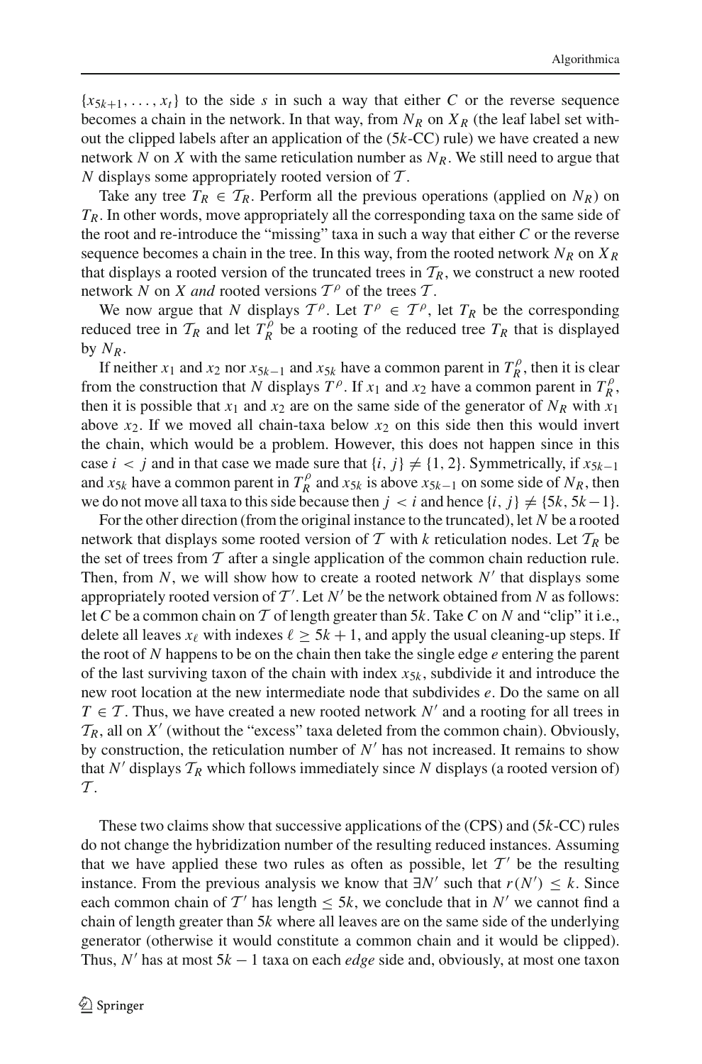$\{x_{5k+1}, \ldots, x_t\}$ to the side $s$ in such a way that either $C$ or the reverse sequence becomes a chain in the network. In that way, from $N_R$ on $X_R$ (the leaf label set without the clipped labels after an application of the ($5k$-CC) rule) we have created a new network $N$ on $X$ with the same reticulation number as $N_R$. We still need to argue that $N$ displays some appropriately rooted version of $\mathcal{T}$.

Take any tree $T_R \in \mathcal{T}_R$. Perform all the previous operations (applied on $N_R$) on $T_R$. In other words, move appropriately all the corresponding taxa on the same side of the root and re-introduce the "missing" taxa in such a way that either $C$ or the reverse sequence becomes a chain in the tree. In this way, from the rooted network $N_R$ on $X_R$ that displays a rooted version of the truncated trees in $\mathcal{T}_R$, we construct a new rooted network $N$ on $X$ *and* rooted versions $\mathcal{T}^\rho$ of the trees $\mathcal{T}$.

We now argue that $N$ displays $\mathcal{T}^\rho$. Let $T^\rho \in \mathcal{T}^\rho$, let $T_R$ be the corresponding reduced tree in $\mathcal{T}_R$ and let $T_R^\rho$ be a rooting of the reduced tree $T_R$ that is displayed by $N_R$.

If neither $x_1$ and $x_2$ nor $x_{5k-1}$ and $x_{5k}$ have a common parent in $T_R^\rho$, then it is clear from the construction that $N$ displays $T^\rho$. If $x_1$ and $x_2$ have a common parent in $T_R^\rho$, then it is possible that $x_1$ and $x_2$ are on the same side of the generator of $N_R$ with $x_1$ above $x_2$. If we moved all chain-taxa below $x_2$ on this side then this would invert the chain, which would be a problem. However, this does not happen since in this case $i < j$ and in that case we made sure that $\{i, j\} \neq \{1, 2\}$. Symmetrically, if $x_{5k-1}$ and $x_{5k}$ have a common parent in $T_R^\rho$ and $x_{5k}$ is above $x_{5k-1}$ on some side of $N_R$, then we do not move all taxa to this side because then $j < i$ and hence $\{i, j\} \neq \{5k, 5k-1\}$.

For the other direction (from the original instance to the truncated), let $N$ be a rooted network that displays some rooted version of $\mathcal{T}$ with $k$ reticulation nodes. Let $\mathcal{T}_R$ be the set of trees from $\mathcal{T}$ after a single application of the common chain reduction rule. Then, from $N$, we will show how to create a rooted network $N'$ that displays some appropriately rooted version of $\mathcal{T}'$. Let $N'$ be the network obtained from $N$ as follows: let $C$ be a common chain on $\mathcal{T}$ of length greater than $5k$. Take $C$ on $N$ and "clip" it i.e., delete all leaves $x_\ell$ with indexes $\ell \geq 5k+1$, and apply the usual cleaning-up steps. If the root of $N$ happens to be on the chain then take the single edge $e$ entering the parent of the last surviving taxon of the chain with index $x_{5k}$, subdivide it and introduce the new root location at the new intermediate node that subdivides $e$. Do the same on all $T \in \mathcal{T}$. Thus, we have created a new rooted network $N'$ and a rooting for all trees in $\mathcal{T}_R$, all on $X'$ (without the "excess" taxa deleted from the common chain). Obviously, by construction, the reticulation number of $N'$ has not increased. It remains to show that $N'$ displays $\mathcal{T}_R$ which follows immediately since $N$ displays (a rooted version of) $\mathcal{T}$.

These two claims show that successive applications of the (CPS) and ($5k$-CC) rules do not change the hybridization number of the resulting reduced instances. Assuming that we have applied these two rules as often as possible, let $\mathcal{T}'$ be the resulting instance. From the previous analysis we know that $\exists N'$ such that $r(N') \leq k$. Since each common chain of $\mathcal{T}'$ has length $\leq 5k$, we conclude that in $N'$ we cannot find a chain of length greater than $5k$ where all leaves are on the same side of the underlying generator (otherwise it would constitute a common chain and it would be clipped). Thus, $N'$ has at most $5k-1$ taxa on each *edge* side and, obviously, at most one taxon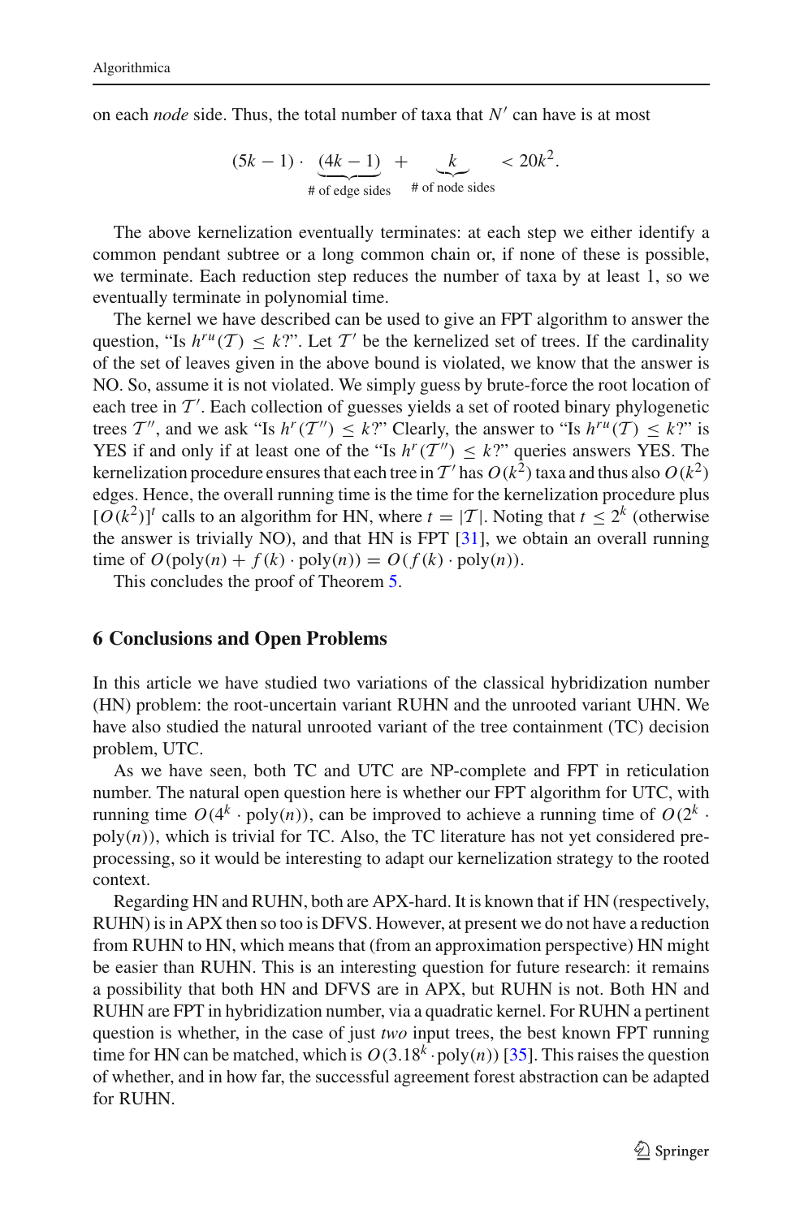on each *node* side. Thus, the total number of taxa that $N'$ can have is at most

$$(5k-1)\cdot \underbrace{(4k-1)}_{\text{\# of edge sides}} + \underbrace{k}_{\text{\# of node sides}} < 20k^2.$$

The above kernelization eventually terminates: at each step we either identify a common pendant subtree or a long common chain or, if none of these is possible, we terminate. Each reduction step reduces the number of taxa by at least 1, so we eventually terminate in polynomial time.

The kernel we have described can be used to give an FPT algorithm to answer the question, "Is $h^{ru}(\mathcal{T}) \leq k$?". Let $\mathcal{T}'$ be the kernelized set of trees. If the cardinality of the set of leaves given in the above bound is violated, we know that the answer is NO. So, assume it is not violated. We simply guess by brute-force the root location of each tree in $\mathcal{T}'$. Each collection of guesses yields a set of rooted binary phylogenetic trees $\mathcal{T}''$, and we ask "Is $h^r(\mathcal{T}'') \leq k$?" Clearly, the answer to "Is $h^{ru}(\mathcal{T}) \leq k$?" is YES if and only if at least one of the "Is $h^r(\mathcal{T}'') \leq k$?" queries answers YES. The kernelization procedure ensures that each tree in $\mathcal{T}'$ has $O(k^2)$ taxa and thus also $O(k^2)$ edges. Hence, the overall running time is the time for the kernelization procedure plus $[O(k^2)]^t$ calls to an algorithm for HN, where $t = |\mathcal{T}|$. Noting that $t \leq 2^k$ (otherwise the answer is trivially NO), and that HN is FPT [31], we obtain an overall running time of $O(\text{poly}(n) + f(k)\cdot \text{poly}(n)) = O(f(k)\cdot \text{poly}(n))$.

This concludes the proof of Theorem 5.

## 6 Conclusions and Open Problems

In this article we have studied two variations of the classical hybridization number (HN) problem: the root-uncertain variant RUHN and the unrooted variant UHN. We have also studied the natural unrooted variant of the tree containment (TC) decision problem, UTC.

As we have seen, both TC and UTC are NP-complete and FPT in reticulation number. The natural open question here is whether our FPT algorithm for UTC, with running time $O(4^k \cdot \text{poly}(n))$, can be improved to achieve a running time of $O(2^k \cdot \text{poly}(n))$, which is trivial for TC. Also, the TC literature has not yet considered preprocessing, so it would be interesting to adapt our kernelization strategy to the rooted context.

Regarding HN and RUHN, both are APX-hard. It is known that if HN (respectively, RUHN) is in APX then so too is DFVS. However, at present we do not have a reduction from RUHN to HN, which means that (from an approximation perspective) HN might be easier than RUHN. This is an interesting question for future research: it remains a possibility that both HN and DFVS are in APX, but RUHN is not. Both HN and RUHN are FPT in hybridization number, via a quadratic kernel. For RUHN a pertinent question is whether, in the case of just *two* input trees, the best known FPT running time for HN can be matched, which is $O(3.18^k \cdot \text{poly}(n))$ [35]. This raises the question of whether, and in how far, the successful agreement forest abstraction can be adapted for RUHN.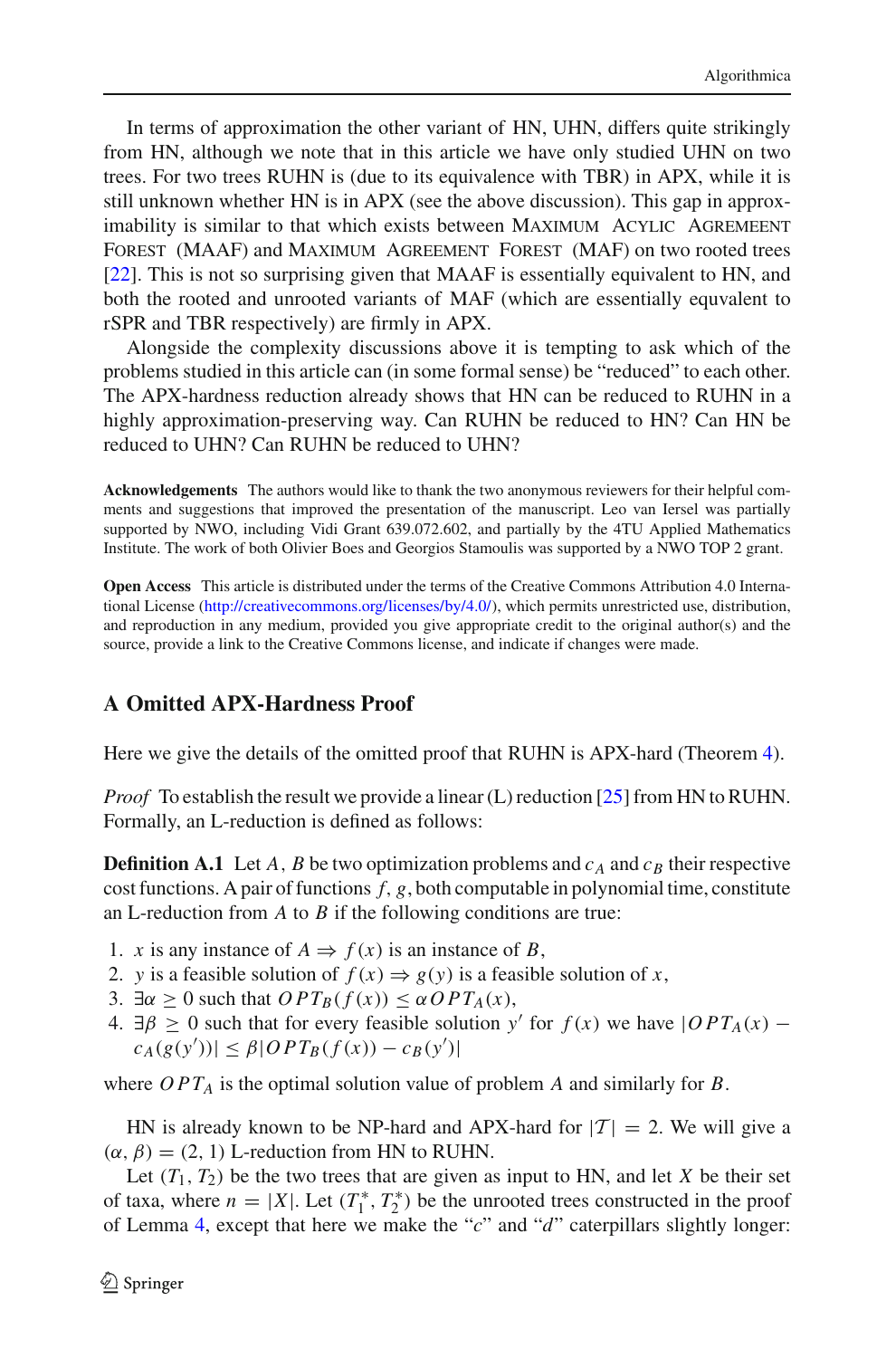In terms of approximation the other variant of HN, UHN, differs quite strikingly from HN, although we note that in this article we have only studied UHN on two trees. For two trees RUHN is (due to its equivalence with TBR) in APX, while it is still unknown whether HN is in APX (see the above discussion). This gap in approximability is similar to that which exists between Maximum Acylic Agreement Forest (MAAF) and Maximum Agreement Forest (MAF) on two rooted trees [22]. This is not so surprising given that MAAF is essentially equivalent to HN, and both the rooted and unrooted variants of MAF (which are essentially equvalent to rSPR and TBR respectively) are firmly in APX.

Alongside the complexity discussions above it is tempting to ask which of the problems studied in this article can (in some formal sense) be "reduced" to each other. The APX-hardness reduction already shows that HN can be reduced to RUHN in a highly approximation-preserving way. Can RUHN be reduced to HN? Can HN be reduced to UHN? Can RUHN be reduced to UHN?

**Acknowledgements** The authors would like to thank the two anonymous reviewers for their helpful comments and suggestions that improved the presentation of the manuscript. Leo van Iersel was partially supported by NWO, including Vidi Grant 639.072.602, and partially by the 4TU Applied Mathematics Institute. The work of both Olivier Boes and Georgios Stamoulis was supported by a NWO TOP 2 grant.

**Open Access** This article is distributed under the terms of the Creative Commons Attribution 4.0 International License (http://creativecommons.org/licenses/by/4.0/), which permits unrestricted use, distribution, and reproduction in any medium, provided you give appropriate credit to the original author(s) and the source, provide a link to the Creative Commons license, and indicate if changes were made.

## A Omitted APX-Hardness Proof

Here we give the details of the omitted proof that RUHN is APX-hard (Theorem 4).

*Proof* To establish the result we provide a linear (L) reduction [25] from HN to RUHN. Formally, an L-reduction is defined as follows:

**Definition A.1** Let $A$, $B$ be two optimization problems and $c_A$ and $c_B$ their respective cost functions. A pair of functions $f$, $g$, both computable in polynomial time, constitute an L-reduction from $A$ to $B$ if the following conditions are true:

1. $x$ is any instance of $A \Rightarrow f(x)$ is an instance of $B$,
2. $y$ is a feasible solution of $f(x) \Rightarrow g(y)$ is a feasible solution of $x$,
3. $\exists \alpha \geq 0$ such that $OPT_B(f(x)) \leq \alpha OPT_A(x)$,
4. $\exists \beta \geq 0$ such that for every feasible solution $y'$ for $f(x)$ we have $|OPT_A(x) - c_A(g(y'))| \leq \beta |OPT_B(f(x)) - c_B(y')|$

where $OPT_A$ is the optimal solution value of problem $A$ and similarly for $B$.

HN is already known to be NP-hard and APX-hard for $|\mathcal{T}| = 2$. We will give a $(\alpha, \beta) = (2, 1)$ L-reduction from HN to RUHN.

Let $(T_1, T_2)$ be the two trees that are given as input to HN, and let $X$ be their set of taxa, where $n = |X|$. Let $(T_1^*, T_2^*)$ be the unrooted trees constructed in the proof of Lemma 4, except that here we make the "$c$" and "$d$" caterpillars slightly longer: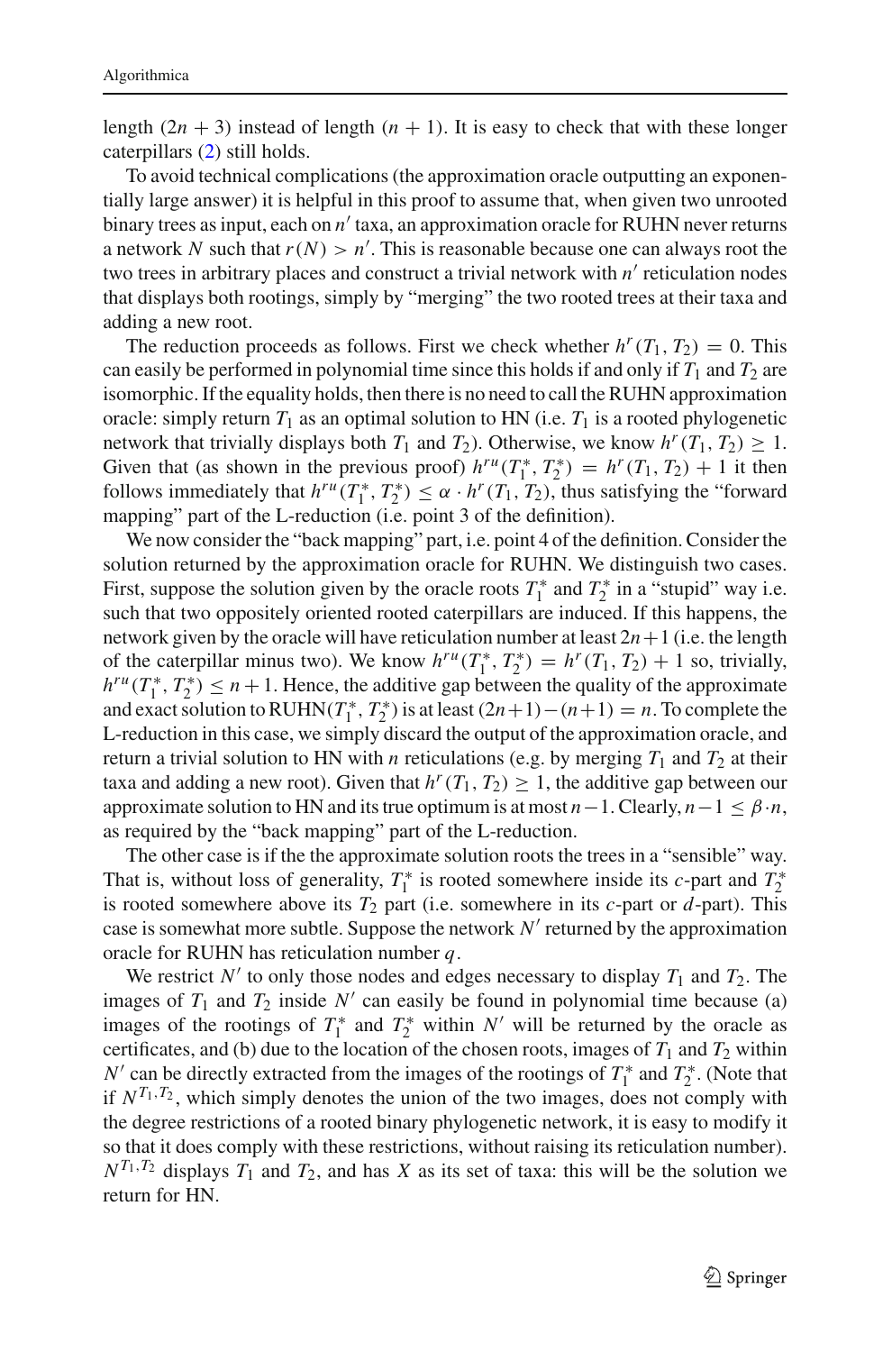length $(2n + 3)$ instead of length $(n + 1)$. It is easy to check that with these longer caterpillars (2) still holds.

To avoid technical complications (the approximation oracle outputting an exponentially large answer) it is helpful in this proof to assume that, when given two unrooted binary trees as input, each on $n'$ taxa, an approximation oracle for RUHN never returns a network $N$ such that $r(N) > n'$. This is reasonable because one can always root the two trees in arbitrary places and construct a trivial network with $n'$ reticulation nodes that displays both rootings, simply by "merging" the two rooted trees at their taxa and adding a new root.

The reduction proceeds as follows. First we check whether $h^r(T_1, T_2) = 0$. This can easily be performed in polynomial time since this holds if and only if $T_1$ and $T_2$ are isomorphic. If the equality holds, then there is no need to call the RUHN approximation oracle: simply return $T_1$ as an optimal solution to HN (i.e. $T_1$ is a rooted phylogenetic network that trivially displays both $T_1$ and $T_2$). Otherwise, we know $h^r(T_1, T_2) \geq 1$. Given that (as shown in the previous proof) $h^{ru}(T_1^*, T_2^*) = h^r(T_1, T_2) + 1$ it then follows immediately that $h^{ru}(T_1^*, T_2^*) \leq \alpha \cdot h^r(T_1, T_2)$, thus satisfying the "forward mapping" part of the L-reduction (i.e. point 3 of the definition).

We now consider the "back mapping" part, i.e. point 4 of the definition. Consider the solution returned by the approximation oracle for RUHN. We distinguish two cases. First, suppose the solution given by the oracle roots $T_1^*$ and $T_2^*$ in a "stupid" way i.e. such that two oppositely oriented rooted caterpillars are induced. If this happens, the network given by the oracle will have reticulation number at least $2n+1$ (i.e. the length of the caterpillar minus two). We know $h^{ru}(T_1^*, T_2^*) = h^r(T_1, T_2) + 1$ so, trivially, $h^{ru}(T_1^*, T_2^*) \leq n + 1$. Hence, the additive gap between the quality of the approximate and exact solution to RUHN$(T_1^*, T_2^*)$ is at least $(2n+1) - (n+1) = n$. To complete the L-reduction in this case, we simply discard the output of the approximation oracle, and return a trivial solution to HN with $n$ reticulations (e.g. by merging $T_1$ and $T_2$ at their taxa and adding a new root). Given that $h^r(T_1, T_2) \geq 1$, the additive gap between our approximate solution to HN and its true optimum is at most $n - 1$. Clearly, $n - 1 \leq \beta \cdot n$, as required by the "back mapping" part of the L-reduction.

The other case is if the the approximate solution roots the trees in a "sensible" way. That is, without loss of generality, $T_1^*$ is rooted somewhere inside its $c$-part and $T_2^*$ is rooted somewhere above its $T_2$ part (i.e. somewhere in its $c$-part or $d$-part). This case is somewhat more subtle. Suppose the network $N'$ returned by the approximation oracle for RUHN has reticulation number $q$.

We restrict $N'$ to only those nodes and edges necessary to display $T_1$ and $T_2$. The images of $T_1$ and $T_2$ inside $N'$ can easily be found in polynomial time because (a) images of the rootings of $T_1^*$ and $T_2^*$ within $N'$ will be returned by the oracle as certificates, and (b) due to the location of the chosen roots, images of $T_1$ and $T_2$ within $N'$ can be directly extracted from the images of the rootings of $T_1^*$ and $T_2^*$. (Note that if $N^{T_1,T_2}$, which simply denotes the union of the two images, does not comply with the degree restrictions of a rooted binary phylogenetic network, it is easy to modify it so that it does comply with these restrictions, without raising its reticulation number). $N^{T_1,T_2}$ displays $T_1$ and $T_2$, and has $X$ as its set of taxa: this will be the solution we return for HN.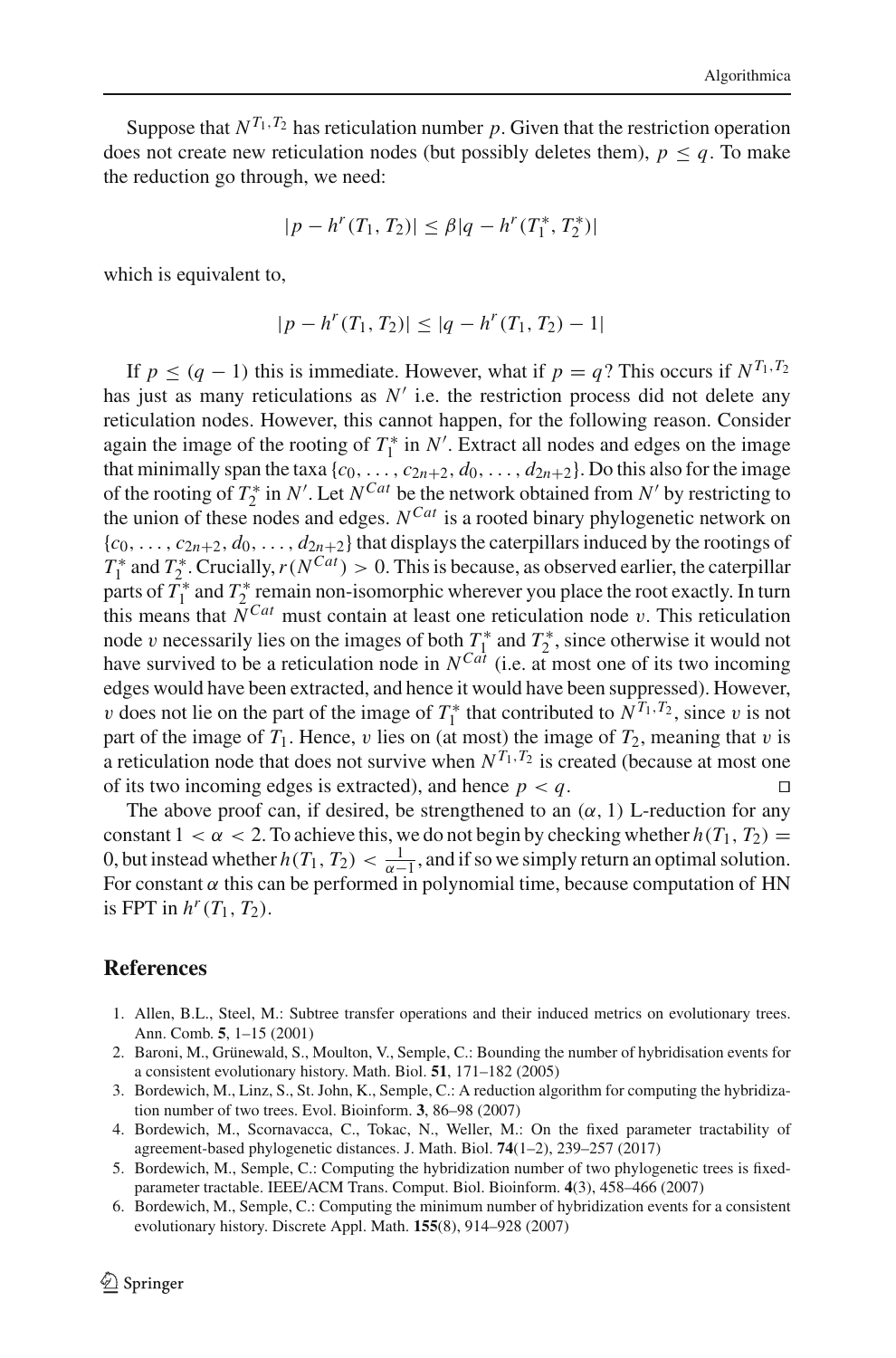Suppose that $N^{T_1,T_2}$ has reticulation number $p$. Given that the restriction operation does not create new reticulation nodes (but possibly deletes them), $p \leq q$. To make the reduction go through, we need:

$$|p - h^r(T_1, T_2)| \leq \beta |q - h^r(T_1^*, T_2^*)|$$

which is equivalent to,

$$|p - h^r(T_1, T_2)| \leq |q - h^r(T_1, T_2) - 1|$$

If $p \leq (q-1)$ this is immediate. However, what if $p = q$? This occurs if $N^{T_1,T_2}$ has just as many reticulations as $N'$ i.e. the restriction process did not delete any reticulation nodes. However, this cannot happen, for the following reason. Consider again the image of the rooting of $T_1^*$ in $N'$. Extract all nodes and edges on the image that minimally span the taxa $\{c_0, \ldots, c_{2n+2}, d_0, \ldots, d_{2n+2}\}$. Do this also for the image of the rooting of $T_2^*$ in $N'$. Let $N^{Cat}$ be the network obtained from $N'$ by restricting to the union of these nodes and edges. $N^{Cat}$ is a rooted binary phylogenetic network on $\{c_0, \ldots, c_{2n+2}, d_0, \ldots, d_{2n+2}\}$ that displays the caterpillars induced by the rootings of $T_1^*$ and $T_2^*$. Crucially, $r(N^{Cat}) > 0$. This is because, as observed earlier, the caterpillar parts of $T_1^*$ and $T_2^*$ remain non-isomorphic wherever you place the root exactly. In turn this means that $N^{Cat}$ must contain at least one reticulation node $v$. This reticulation node $v$ necessarily lies on the images of both $T_1^*$ and $T_2^*$, since otherwise it would not have survived to be a reticulation node in $N^{Cat}$ (i.e. at most one of its two incoming edges would have been extracted, and hence it would have been suppressed). However, $v$ does not lie on the part of the image of $T_1^*$ that contributed to $N^{T_1,T_2}$, since $v$ is not part of the image of $T_1$. Hence, $v$ lies on (at most) the image of $T_2$, meaning that $v$ is a reticulation node that does not survive when $N^{T_1,T_2}$ is created (because at most one of its two incoming edges is extracted), and hence $p < q$. □

The above proof can, if desired, be strengthened to an $(\alpha, 1)$ L-reduction for any constant $1 < \alpha < 2$. To achieve this, we do not begin by checking whether $h(T_1, T_2) = 0$, but instead whether $h(T_1, T_2) < \frac{1}{\alpha - 1}$, and if so we simply return an optimal solution. For constant $\alpha$ this can be performed in polynomial time, because computation of HN is FPT in $h^r(T_1, T_2)$.

## References

1. Allen, B.L., Steel, M.: Subtree transfer operations and their induced metrics on evolutionary trees. Ann. Comb. **5**, 1–15 (2001)
2. Baroni, M., Grünewald, S., Moulton, V., Semple, C.: Bounding the number of hybridisation events for a consistent evolutionary history. Math. Biol. **51**, 171–182 (2005)
3. Bordewich, M., Linz, S., St. John, K., Semple, C.: A reduction algorithm for computing the hybridization number of two trees. Evol. Bioinform. **3**, 86–98 (2007)
4. Bordewich, M., Scornavacca, C., Tokac, N., Weller, M.: On the fixed parameter tractability of agreement-based phylogenetic distances. J. Math. Biol. **74**(1–2), 239–257 (2017)
5. Bordewich, M., Semple, C.: Computing the hybridization number of two phylogenetic trees is fixed-parameter tractable. IEEE/ACM Trans. Comput. Biol. Bioinform. **4**(3), 458–466 (2007)
6. Bordewich, M., Semple, C.: Computing the minimum number of hybridization events for a consistent evolutionary history. Discrete Appl. Math. **155**(8), 914–928 (2007)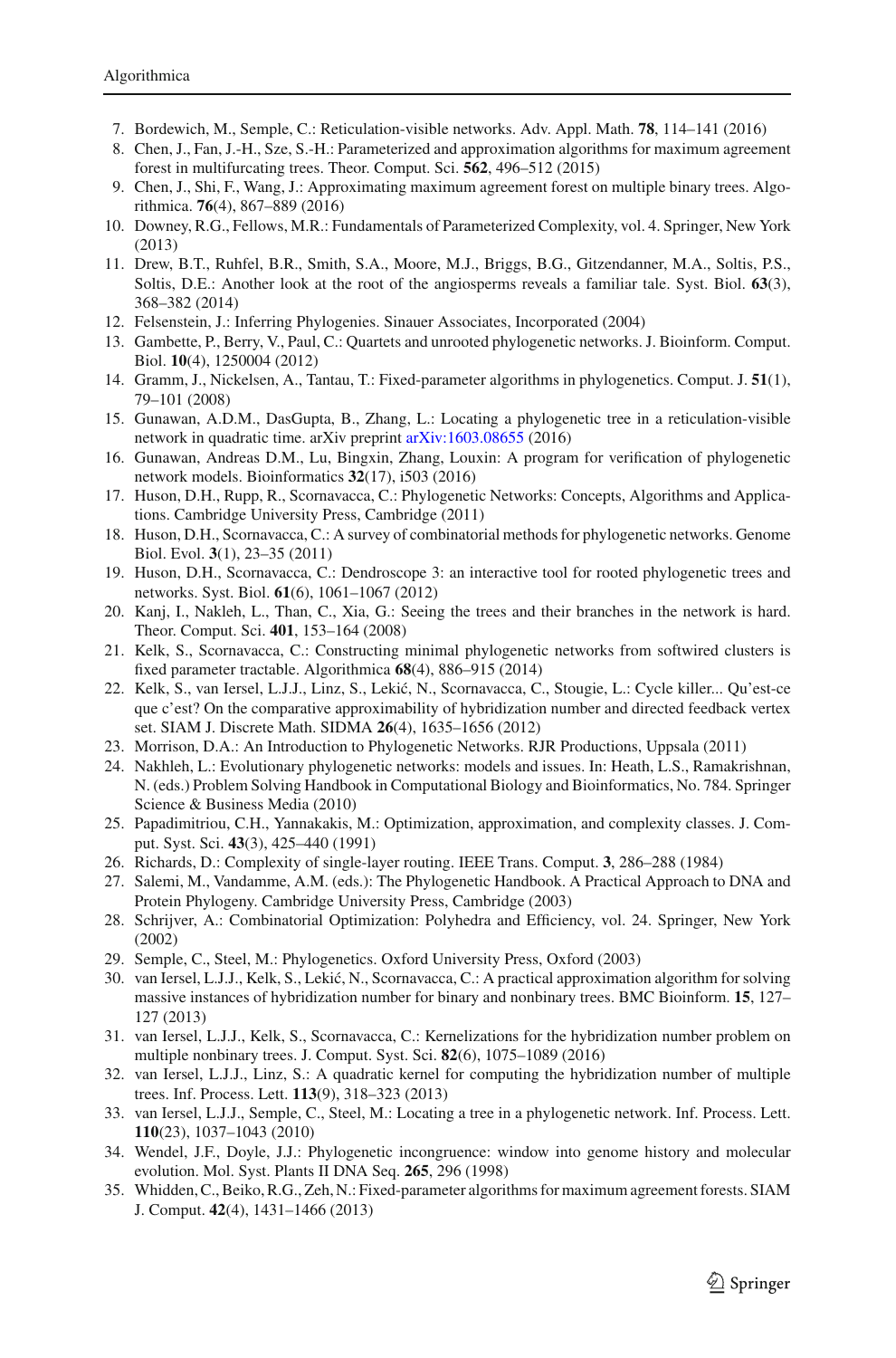7. Bordewich, M., Semple, C.: Reticulation-visible networks. Adv. Appl. Math. **78**, 114–141 (2016)
8. Chen, J., Fan, J.-H., Sze, S.-H.: Parameterized and approximation algorithms for maximum agreement forest in multifurcating trees. Theor. Comput. Sci. **562**, 496–512 (2015)
9. Chen, J., Shi, F., Wang, J.: Approximating maximum agreement forest on multiple binary trees. Algorithmica. **76**(4), 867–889 (2016)
10. Downey, R.G., Fellows, M.R.: Fundamentals of Parameterized Complexity, vol. 4. Springer, New York (2013)
11. Drew, B.T., Ruhfel, B.R., Smith, S.A., Moore, M.J., Briggs, B.G., Gitzendanner, M.A., Soltis, P.S., Soltis, D.E.: Another look at the root of the angiosperms reveals a familiar tale. Syst. Biol. **63**(3), 368–382 (2014)
12. Felsenstein, J.: Inferring Phylogenies. Sinauer Associates, Incorporated (2004)
13. Gambette, P., Berry, V., Paul, C.: Quartets and unrooted phylogenetic networks. J. Bioinform. Comput. Biol. **10**(4), 1250004 (2012)
14. Gramm, J., Nickelsen, A., Tantau, T.: Fixed-parameter algorithms in phylogenetics. Comput. J. **51**(1), 79–101 (2008)
15. Gunawan, A.D.M., DasGupta, B., Zhang, L.: Locating a phylogenetic tree in a reticulation-visible network in quadratic time. arXiv preprint arXiv:1603.08655 (2016)
16. Gunawan, Andreas D.M., Lu, Bingxin, Zhang, Louxin: A program for verification of phylogenetic network models. Bioinformatics **32**(17), i503 (2016)
17. Huson, D.H., Rupp, R., Scornavacca, C.: Phylogenetic Networks: Concepts, Algorithms and Applications. Cambridge University Press, Cambridge (2011)
18. Huson, D.H., Scornavacca, C.: A survey of combinatorial methods for phylogenetic networks. Genome Biol. Evol. **3**(1), 23–35 (2011)
19. Huson, D.H., Scornavacca, C.: Dendroscope 3: an interactive tool for rooted phylogenetic trees and networks. Syst. Biol. **61**(6), 1061–1067 (2012)
20. Kanj, I., Nakhleh, L., Than, C., Xia, G.: Seeing the trees and their branches in the network is hard. Theor. Comput. Sci. **401**, 153–164 (2008)
21. Kelk, S., Scornavacca, C.: Constructing minimal phylogenetic networks from softwired clusters is fixed parameter tractable. Algorithmica **68**(4), 886–915 (2014)
22. Kelk, S., van Iersel, L.J.J., Linz, S., Lekić, N., Scornavacca, C., Stougie, L.: Cycle killer... Qu'est-ce que c'est? On the comparative approximability of hybridization number and directed feedback vertex set. SIAM J. Discrete Math. SIDMA **26**(4), 1635–1656 (2012)
23. Morrison, D.A.: An Introduction to Phylogenetic Networks. RJR Productions, Uppsala (2011)
24. Nakhleh, L.: Evolutionary phylogenetic networks: models and issues. In: Heath, L.S., Ramakrishnan, N. (eds.) Problem Solving Handbook in Computational Biology and Bioinformatics, No. 784. Springer Science & Business Media (2010)
25. Papadimitriou, C.H., Yannakakis, M.: Optimization, approximation, and complexity classes. J. Comput. Syst. Sci. **43**(3), 425–440 (1991)
26. Richards, D.: Complexity of single-layer routing. IEEE Trans. Comput. **3**, 286–288 (1984)
27. Salemi, M., Vandamme, A.M. (eds.): The Phylogenetic Handbook. A Practical Approach to DNA and Protein Phylogeny. Cambridge University Press, Cambridge (2003)
28. Schrijver, A.: Combinatorial Optimization: Polyhedra and Efficiency, vol. 24. Springer, New York (2002)
29. Semple, C., Steel, M.: Phylogenetics. Oxford University Press, Oxford (2003)
30. van Iersel, L.J.J., Kelk, S., Lekić, N., Scornavacca, C.: A practical approximation algorithm for solving massive instances of hybridization number for binary and nonbinary trees. BMC Bioinform. **15**, 127–127 (2013)
31. van Iersel, L.J.J., Kelk, S., Scornavacca, C.: Kernelizations for the hybridization number problem on multiple nonbinary trees. J. Comput. Syst. Sci. **82**(6), 1075–1089 (2016)
32. van Iersel, L.J.J., Linz, S.: A quadratic kernel for computing the hybridization number of multiple trees. Inf. Process. Lett. **113**(9), 318–323 (2013)
33. van Iersel, L.J.J., Semple, C., Steel, M.: Locating a tree in a phylogenetic network. Inf. Process. Lett. **110**(23), 1037–1043 (2010)
34. Wendel, J.F., Doyle, J.J.: Phylogenetic incongruence: window into genome history and molecular evolution. Mol. Syst. Plants II DNA Seq. **265**, 296 (1998)
35. Whidden, C., Beiko, R.G., Zeh, N.: Fixed-parameter algorithms for maximum agreement forests. SIAM J. Comput. **42**(4), 1431–1466 (2013)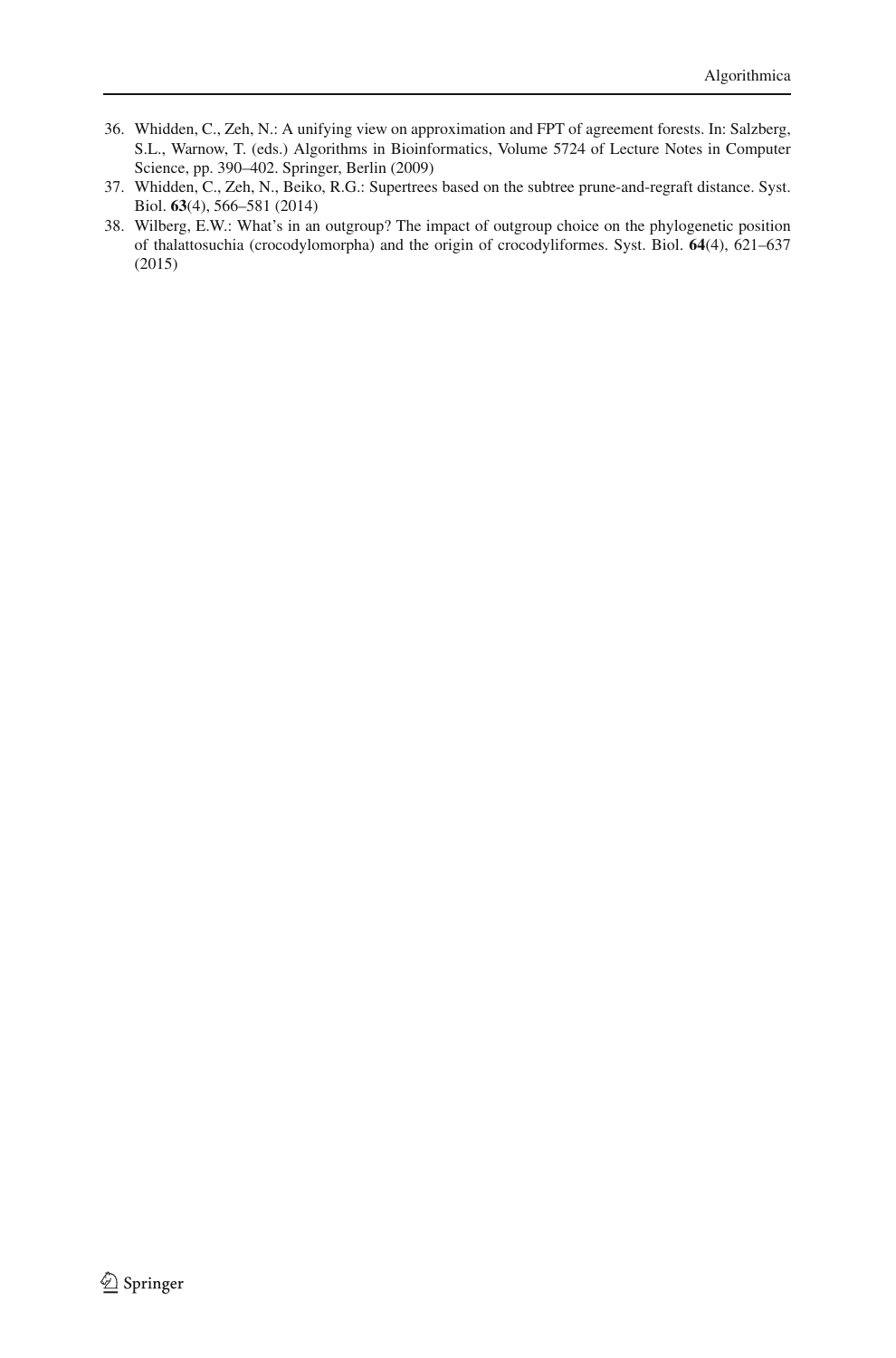36. Whidden, C., Zeh, N.: A unifying view on approximation and FPT of agreement forests. In: Salzberg, S.L., Warnow, T. (eds.) Algorithms in Bioinformatics, Volume 5724 of Lecture Notes in Computer Science, pp. 390–402. Springer, Berlin (2009)
37. Whidden, C., Zeh, N., Beiko, R.G.: Supertrees based on the subtree prune-and-regraft distance. Syst. Biol. **63**(4), 566–581 (2014)
38. Wilberg, E.W.: What's in an outgroup? The impact of outgroup choice on the phylogenetic position of thalattosuchia (crocodylomorpha) and the origin of crocodyliformes. Syst. Biol. **64**(4), 621–637 (2015)